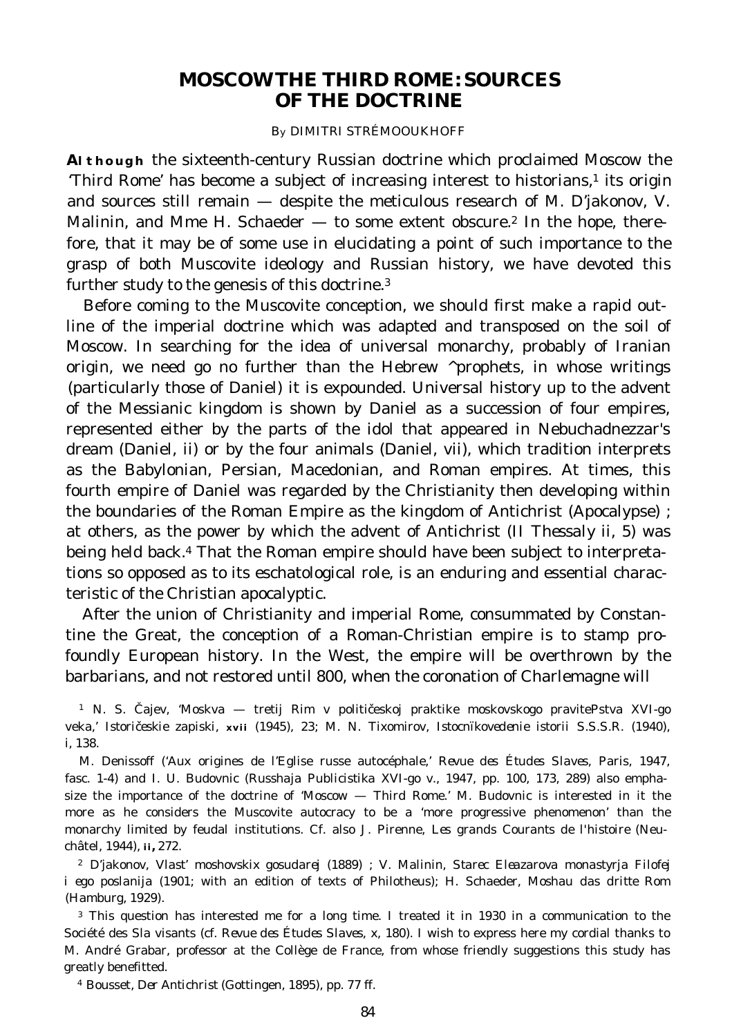# MOSCOW THE THIRD ROME: SOURCES OF THE DOCTRINE

By DIMITRI STRÉMOOUKHOFF

**Although** the sixteenth-century Russian doctrine which proclaimed Moscow the 'Third Rome' has become a subject of increasing interest to historians,[1] its origin and sources still remain — despite the meticulous research of M. D'jakonov, V. Malinin, and Mme H. Schaeder — to some extent obscure.[2] In the hope, therefore, that it may be of some use in elucidating a point of such importance to the grasp of both Muscovite ideology and Russian history, we have devoted this further study to the genesis of this doctrine.[3]

Before coming to the Muscovite conception, we should first make a rapid outline of the imperial doctrine which was adapted and transposed on the soil of Moscow. In searching for the idea of universal monarchy, probably of Iranian origin, we need go no further than the Hebrew ^prophets, in whose writings (particularly those of Daniel) it is expounded. Universal history up to the advent of the Messianic kingdom is shown by Daniel as a succession of four empires, represented either by the parts of the idol that appeared in Nebuchadnezzar's dream (Daniel, ii) or by the four animals (Daniel, vii), which tradition interprets as the Babylonian, Persian, Macedonian, and Roman empires. At times, this fourth empire of Daniel was regarded by the Christianity then developing within the boundaries of the Roman Empire as the kingdom of Antichrist (Apocalypse) ; at others, as the power by which the advent of Antichrist (II Thessaly ii, 5) was being held back.[4] That the Roman empire should have been subject to interpretations so opposed as to its eschatological role, is an enduring and essential characteristic of the Christian apocalyptic.

After the union of Christianity and imperial Rome, consummated by Constantine the Great, the conception of a Roman-Christian empire is to stamp profoundly European history. In the West, the empire will be overthrown by the barbarians, and not restored until 800, when the coronation of Charlemagne will

---

[1] N. S. Čajev, 'Moskva — tretij Rim v političeskoj praktike moskovskogo pravitePstva XVI-go veka,' *Istoričeskie zapiski*, **xvii** (1945), 23; M. N. Tixomirov, *Istocnïkovedenie istorii S.S.S.R.* (1940), i, 138.

M. Denissoff ('Aux origines de l'Eglise russe autocéphale,' *Revue des Études Slaves*, Paris, 1947, fasc. 1-4) and I. U. Budovnic (*Russhaja Publicistika XVI-go v.*, 1947, pp. 100, 173, 289) also emphasize the importance of the doctrine of 'Moscow — Third Rome.' M. Budovnic is interested in it the more as he considers the Muscovite autocracy to be a 'more progressive phenomenon' than the monarchy limited by feudal institutions. Cf. also J. Pirenne, *Les grands Courants de l'histoire* (Neuchâtel, 1944), **ii,** 272.

[2] D'jakonov, *Vlast' moshovskix gosudarej* (1889) ; V. Malinin, *Starec Eleazarova monastyrja Filofej i ego poslanija* (1901; with an edition of texts of Philotheus); H. Schaeder, *Moshau das dritte Rom* (Hamburg, 1929).

[3] This question has interested me for a long time. I treated it in 1930 in a communication to the Société des Sla visants (cf. *Revue des Études Slaves*, x, 180). I wish to express here my cordial thanks to M. André Grabar, professor at the Collège de France, from whose friendly suggestions this study has greatly benefitted.

[4] Bousset, *Der Antichrist* (Gottingen, 1895), pp. 77 ff.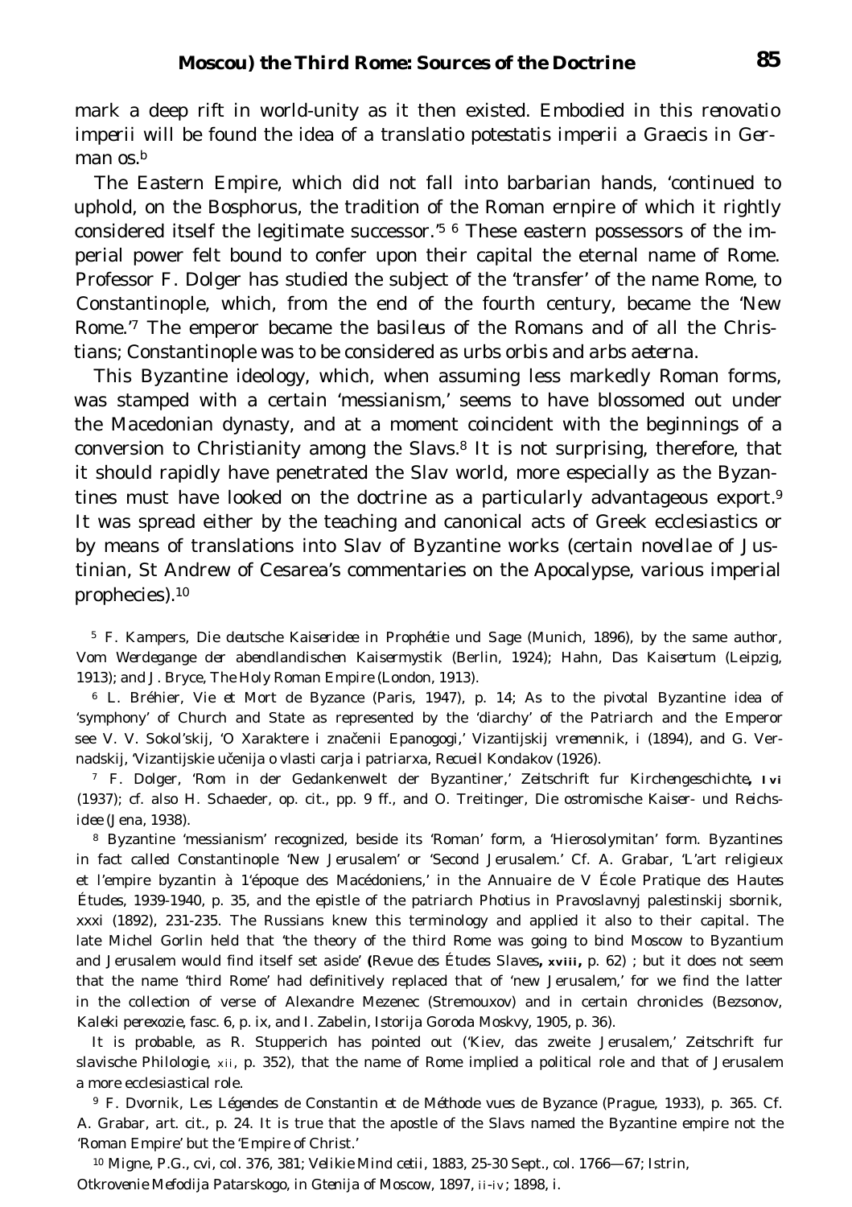mark a deep rift in world-unity as it then existed. Embodied in this *renovatio imperii* will be found the idea of a *translatio potestatis imperii a Graecis in German os*.[b]

The Eastern Empire, which did not fall into barbarian hands, 'continued to uphold, on the Bosphorus, the tradition of the Roman ernpire of which it rightly considered itself the legitimate successor.'[5] [6] These eastern possessors of the imperial power felt bound to confer upon their capital the eternal name of Rome. Professor F. Dolger has studied the subject of the 'transfer' of the name Rome, to Constantinople, which, from the end of the fourth century, became the 'New Rome.'[7] The emperor became the *basileus* of the Romans and of all the Christians; Constantinople was to be considered as *urbs orbis* and *arbs aeterna*.

This Byzantine ideology, which, when assuming less markedly Roman forms, was stamped with a certain 'messianism,' seems to have blossomed out under the Macedonian dynasty, and at a moment coincident with the beginnings of a conversion to Christianity among the Slavs.[8] It is not surprising, therefore, that it should rapidly have penetrated the Slav world, more especially as the Byzantines must have looked on the doctrine as a particularly advantageous export.[9] It was spread either by the teaching and canonical acts of Greek ecclesiastics or by means of translations into Slav of Byzantine works (certain *novellae* of Justinian, St Andrew of Cesarea's commentaries on the Apocalypse, various imperial prophecies).[10]

[5] F. Kampers, *Die deutsche Kaiseridee in Prophétie und Sage* (Munich, 1896), by the same author, *Vom Werdegange der abendlandischen Kaisermystik* (Berlin, 1924); Hahn, *Das Kaisertum* (Leipzig, 1913); and J. Bryce, *The Holy Roman Empire* (London, 1913).

[6] L. Bréhier, *Vie et Mort de Byzance* (Paris, 1947), p. 14; As to the pivotal Byzantine idea of 'symphony' of Church and State as represented by the 'diarchy' of the Patriarch and the Emperor see V. V. Sokol'skij, 'O Xaraktere i značenii Epanogogi,' *Vizantijskij vremennik*, i (1894), and G. Vernadskij, 'Vizantijskie učenija o vlasti carja i patriarxa, *Recueil Kondakov* (1926).

[7] F. Dolger, 'Rom in der Gedankenwelt der Byzantiner,' *Zeitschrift fur Kirchengeschichte*, **lvi** (1937); cf. also H. Schaeder, *op. cit.*, pp. 9 ff., and O. Treitinger, *Die ostromische Kaiser- und Reichsidee* (Jena, 1938).

[8] Byzantine 'messianism' recognized, beside its 'Roman' form, a 'Hierosolymitan' form. Byzantines in fact called Constantinople 'New Jerusalem' or 'Second Jerusalem.' Cf. A. Grabar, 'L'art religieux et l'empire byzantin à 1'époque des Macédoniens,' in the *Annuaire de V École Pratique des Hautes Études*, 1939-1940, p. 35, and the epistle of the patriarch Photius in *Pravoslavnyj palestinskij sbornik*, xxxi (1892), 231-235. The Russians knew this terminology and applied it also to their capital. The late Michel Gorlin held that 'the theory of the third Rome was going to bind Moscow to Byzantium and Jerusalem would find itself set aside' **(***Revue des Études Slaves***, xviii,** p. 62) ; but it does not seem that the name 'third Rome' had definitively replaced that of 'new Jerusalem,' for we find the latter in the collection of verse of Alexandre Mezenec (Stremouxov) and in certain chronicles (Bezsonov, *Kaleki perexozie*, fasc. 6, p. ix, and I. Zabelin, *Istorija Goroda Moskvy*, 1905, p. 36).

It is probable, as R. Stupperich has pointed out ('Kiev, das zweite Jerusalem,' *Zeitschrift fur slavische Philologie*, xii, p. 352), that the name of Rome implied a political role and that of Jerusalem a more ecclesiastical role.

[9] F. Dvornik, *Les Légendes de Constantin et de Méthode vues de Byzance* (Prague, 1933), p. 365. Cf. A. Grabar, art. cit., p. 24. It is true that the apostle of the Slavs named the Byzantine empire not the 'Roman Empire' but the 'Empire of Christ.'

[10] Migne, *P.G.*, cvi, col. 376, 381; *Velikie Mind cetii*, 1883, 25-30 Sept., col. 1766—67; Istrin, *Otkrovenie Mefodija Patarskogo*, in *Gtenija of Moscow*, 1897, ii-iv; 1898, i.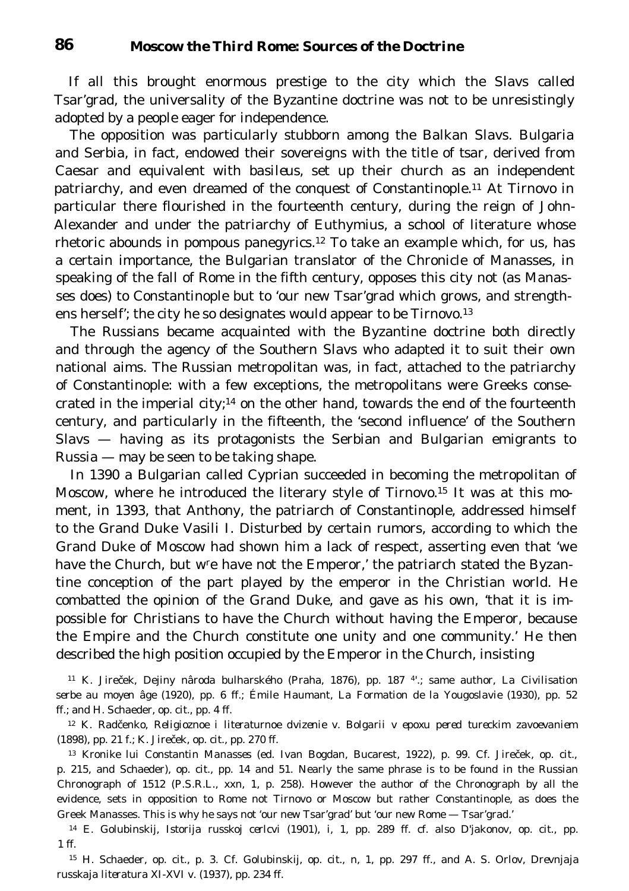If all this brought enormous prestige to the city which the Slavs called Tsar'grad, the universality of the Byzantine doctrine was not to be unresistingly adopted by a people eager for independence.

The opposition was particularly stubborn among the Balkan Slavs. Bulgaria and Serbia, in fact, endowed their sovereigns with the title of tsar, derived from Caesar and equivalent with *basileus*, set up their church as an independent patriarchy, and even dreamed of the conquest of Constantinople.[11] At Tirnovo in particular there flourished in the fourteenth century, during the reign of John-Alexander and under the patriarchy of Euthymius, a school of literature whose rhetoric abounds in pompous panegyrics.[12] To take an example which, for us, has a certain importance, the Bulgarian translator of the *Chronicle* of Manasses, in speaking of the fall of Rome in the fifth century, opposes this city not (as Manasses does) to Constantinople but to 'our new Tsar'grad which grows, and strengthens herself'; the city he so designates would appear to be Tirnovo.[13]

The Russians became acquainted with the Byzantine doctrine both directly and through the agency of the Southern Slavs who adapted it to suit their own national aims. The Russian metropolitan was, in fact, attached to the patriarchy of Constantinople: with a few exceptions, the metropolitans were Greeks consecrated in the imperial city;[14] on the other hand, towards the end of the fourteenth century, and particularly in the fifteenth, the 'second influence' of the Southern Slavs — having as its protagonists the Serbian and Bulgarian emigrants to Russia — may be seen to be taking shape.

In 1390 a Bulgarian called Cyprian succeeded in becoming the metropolitan of Moscow, where he introduced the literary style of Tirnovo.[15] It was at this moment, in 1393, that Anthony, the patriarch of Constantinople, addressed himself to the Grand Duke Vasili I. Disturbed by certain rumors, according to which the Grand Duke of Moscow had shown him a lack of respect, asserting even that 'we have the Church, but we have not the Emperor,' the patriarch stated the Byzantine conception of the part played by the emperor in the Christian world. He combatted the opinion of the Grand Duke, and gave as his own, 'that it is impossible for Christians to have the Church without having the Emperor, because the Empire and the Church constitute one unity and one community.' He then described the high position occupied by the Emperor in the Church, insisting

---

[11] K. Jireček, *Dejiny nâroda bulharského* (Praha, 1876), pp. 187 ff.; same author, *La Civilisation serbe au moyen âge* (1920), pp. 6 ff.; Émile Haumant, *La Formation de la Yougoslavie* (1930), pp. 52 ff.; and H. Schaeder, *op. cit.*, pp. 4 ff.

[12] K. Radčenko, *Religioznoe i literaturnoe dvizenie v. Bolgarii v epoxu pered tureckim zavoevaniem* (1898), pp. 21 f.; K. Jireček, *op. cit.*, pp. 270 ff.

[13] *Kronike lui Constantin Manasses* (ed. Ivan Bogdan, Bucarest, 1922), p. 99. Cf. Jireček, *op. cit.*, p. 215, and Schaeder), *op. cit.*, pp. 14 and 51. Nearly the same phrase is to be found in the Russian Chronograph of 1512 (*P.S.R.L.*, xxn, 1, p. 258). However the author of the Chronograph by all the evidence, sets in opposition to Rome not Tirnovo or Moscow but rather Constantinople, as does the Greek Manasses. This is why he says not 'our new Tsar'grad' but 'our new Rome — Tsar'grad.'

[14] E. Golubinskij, *Istorija russkoj cerlcvi* (1901), i, 1, pp. 289 ff. cf. also D'jakonov, *op. cit.*, pp. 1 ff.

[15] H. Schaeder, *op. cit.*, p. 3. Cf. Golubinskij, *op. cit.*, n, 1, pp. 297 ff., and A. S. Orlov, *Drevnjaja russkaja literatura XI-XVI v.* (1937), pp. 234 ff.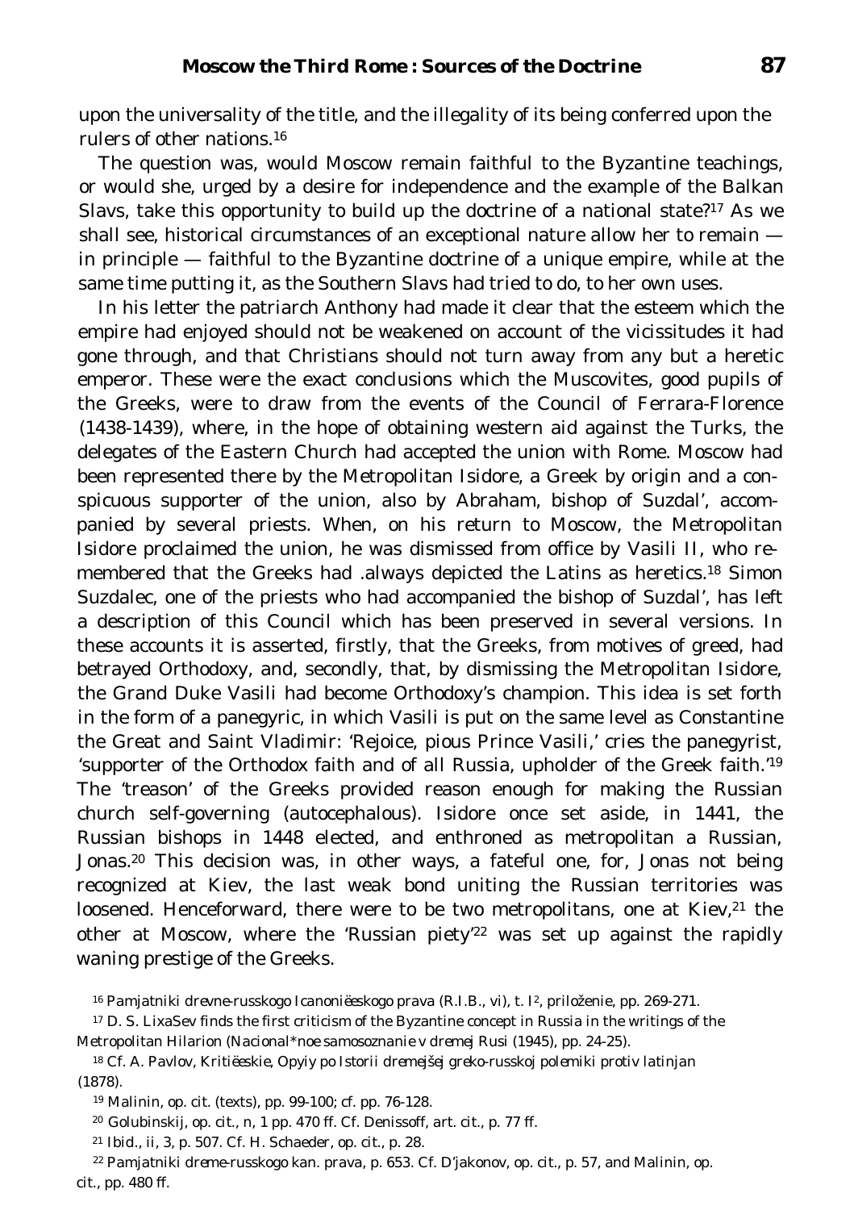upon the universality of the title, and the illegality of its being conferred upon the rulers of other nations.[16]

The question was, would Moscow remain faithful to the Byzantine teachings, or would she, urged by a desire for independence and the example of the Balkan Slavs, take this opportunity to build up the doctrine of a national state?[17] As we shall see, historical circumstances of an exceptional nature allow her to remain — in principle — faithful to the Byzantine doctrine of a unique empire, while at the same time putting it, as the Southern Slavs had tried to do, to her own uses.

In his letter the patriarch Anthony had made it clear that the esteem which the empire had enjoyed should not be weakened on account of the vicissitudes it had gone through, and that Christians should not turn away from any but a heretic emperor. These were the exact conclusions which the Muscovites, good pupils of the Greeks, were to draw from the events of the Council of Ferrara-Florence (1438-1439), where, in the hope of obtaining western aid against the Turks, the delegates of the Eastern Church had accepted the union with Rome. Moscow had been represented there by the Metropolitan Isidore, a Greek by origin and a conspicuous supporter of the union, also by Abraham, bishop of Suzdal', accompanied by several priests. When, on his return to Moscow, the Metropolitan Isidore proclaimed the union, he was dismissed from office by Vasili II, who remembered that the Greeks had .always depicted the Latins as heretics.[18] Simon Suzdalec, one of the priests who had accompanied the bishop of Suzdal', has left a description of this Council which has been preserved in several versions. In these accounts it is asserted, firstly, that the Greeks, from motives of greed, had betrayed Orthodoxy, and, secondly, that, by dismissing the Metropolitan Isidore, the Grand Duke Vasili had become Orthodoxy's champion. This idea is set forth in the form of a panegyric, in which Vasili is put on the same level as Constantine the Great and Saint Vladimir: 'Rejoice, pious Prince Vasili,' cries the panegyrist, 'supporter of the Orthodox faith and of all Russia, upholder of the Greek faith.'[19] The 'treason' of the Greeks provided reason enough for making the Russian church self-governing (autocephalous). Isidore once set aside, in 1441, the Russian bishops in 1448 elected, and enthroned as metropolitan a Russian, Jonas.[20] This decision was, in other ways, a fateful one, for, Jonas not being recognized at Kiev, the last weak bond uniting the Russian territories was loosened. Henceforward, there were to be two metropolitans, one at Kiev,[21] the other at Moscow, where the 'Russian piety'[22] was set up against the rapidly waning prestige of the Greeks.

[16] *Pamjatniki drevne-russkogo Icanoničeskogo prava* (R.I.B., vi), t. I[2], priloženie, pp. 269-271.

[17] D. S. LixaSev finds the first criticism of the Byzantine concept in Russia in the writings of the Metropolitan Hilarion (*Nacional\*noe samosoznanie v dremej Rusi* (1945), pp. 24-25).

[18] Cf. A. Pavlov, *Kritičeskie, Opyiy po Istorii dremejšej greko-russkoj polemiki protiv latinjan* (1878).

[19] Malinin, *op. cit.* (texts), pp. 99-100; cf. pp. 76-128.

[20] Golubinskij, *op. cit.*, n, 1 pp. 470 ff. Cf. Denissoff, *art. cit.*, p. 77 ff.

[21] *Ibid.*, ii, 3, p. 507. Cf. H. Schaeder, *op. cit.*, p. 28.

[22] *Pamjatniki dreme-russkogo kan. prava*, p. 653. Cf. D'jakonov, *op. cit.*, p. 57, and Malinin, *op. cit.*, pp. 480 ff.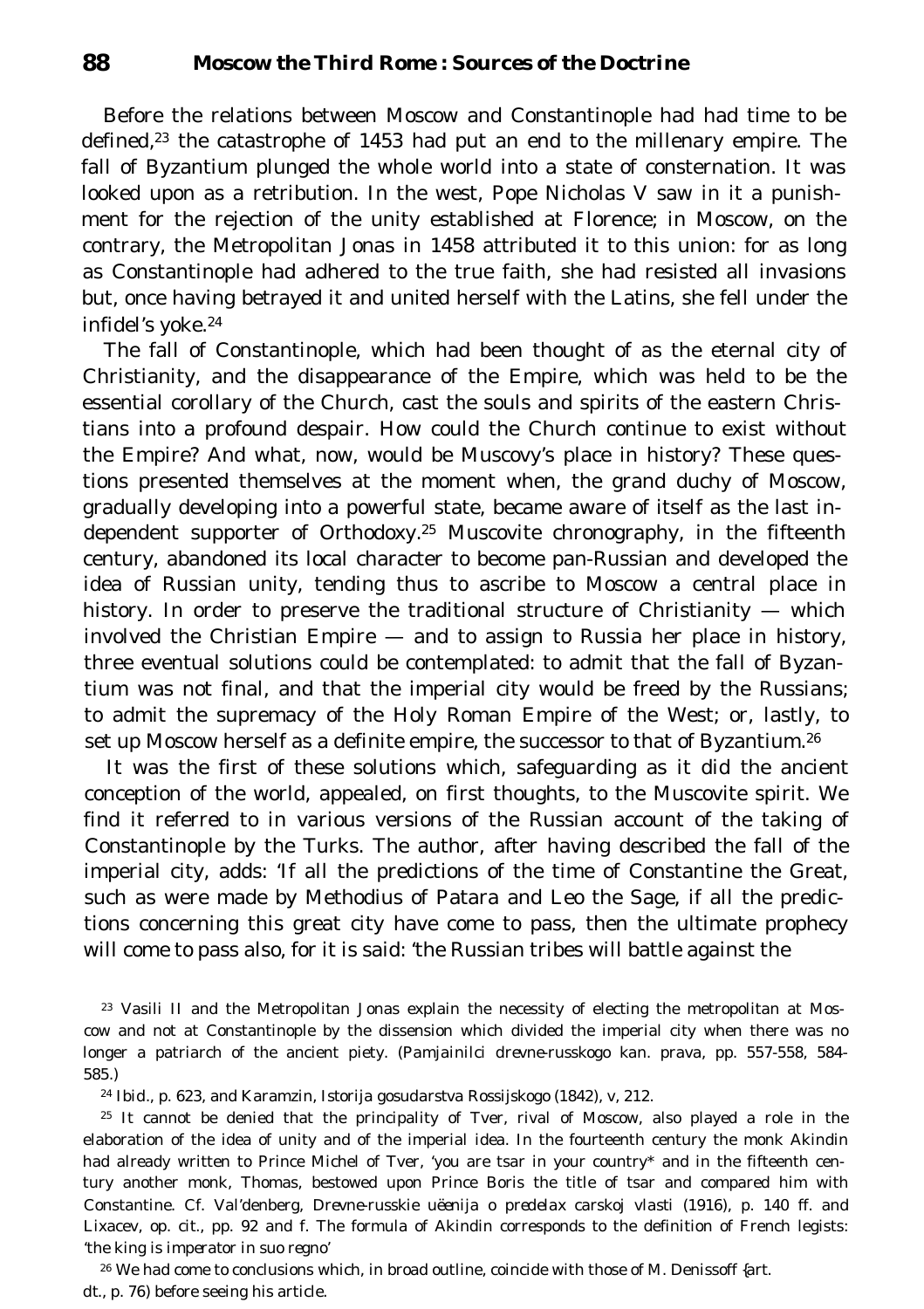Before the relations between Moscow and Constantinople had had time to be defined,[23] the catastrophe of 1453 had put an end to the millenary empire. The fall of Byzantium plunged the whole world into a state of consternation. It was looked upon as a retribution. In the west, Pope Nicholas V saw in it a punishment for the rejection of the unity established at Florence; in Moscow, on the contrary, the Metropolitan Jonas in 1458 attributed it to this union: for as long as Constantinople had adhered to the true faith, she had resisted all invasions but, once having betrayed it and united herself with the Latins, she fell under the infidel's yoke.[24]

The fall of Constantinople, which had been thought of as the eternal city of Christianity, and the disappearance of the Empire, which was held to be the essential corollary of the Church, cast the souls and spirits of the eastern Christians into a profound despair. How could the Church continue to exist without the Empire? And what, now, would be Muscovy's place in history? These questions presented themselves at the moment when, the grand duchy of Moscow, gradually developing into a powerful state, became aware of itself as the last independent supporter of Orthodoxy.[25] Muscovite chronography, in the fifteenth century, abandoned its local character to become pan-Russian and developed the idea of Russian unity, tending thus to ascribe to Moscow a central place in history. In order to preserve the traditional structure of Christianity — which involved the Christian Empire — and to assign to Russia her place in history, three eventual solutions could be contemplated: to admit that the fall of Byzantium was not final, and that the imperial city would be freed by the Russians; to admit the supremacy of the Holy Roman Empire of the West; or, lastly, to set up Moscow herself as a definite empire, the successor to that of Byzantium.[26]

It was the first of these solutions which, safeguarding as it did the ancient conception of the world, appealed, on first thoughts, to the Muscovite spirit. We find it referred to in various versions of the Russian account of the taking of Constantinople by the Turks. The author, after having described the fall of the imperial city, adds: 'If all the predictions of the time of Constantine the Great, such as were made by Methodius of Patara and Leo the Sage, if all the predictions concerning this great city have come to pass, then the ultimate prophecy will come to pass also, for it is said: 'the Russian tribes will battle against the

[23] Vasili II and the Metropolitan Jonas explain the necessity of electing the metropolitan at Moscow and not at Constantinople by the dissension which divided the imperial city when there was no longer a patriarch of the ancient piety. (*Pamjainilci drevne-russkogo kan. prava*, pp. 557-558, 584-585.)

[24] *Ibid.*, p. 623, and Karamzin, *Istorija gosudarstva Rossijskogo* (1842), v, 212.

[25] It cannot be denied that the principality of Tver, rival of Moscow, also played a role in the elaboration of the idea of unity and of the imperial idea. In the fourteenth century the monk Akindin had already written to Prince Michel of Tver, 'you are tsar in your country* and in the fifteenth century another monk, Thomas, bestowed upon Prince Boris the title of tsar and compared him with Constantine. Cf. Val'denberg, *Drevne-russkie uëenija o predelax carskoj vlasti* (1916), p. 140 ff. and Lixacev, *op. cit.*, pp. 92 and f. The formula of Akindin corresponds to the definition of French legists: 'the king is *imperator in suo regno*'

[26] We had come to conclusions which, in broad outline, coincide with those of M. Denissoff {*art. dt.*, p. 76) before seeing his article.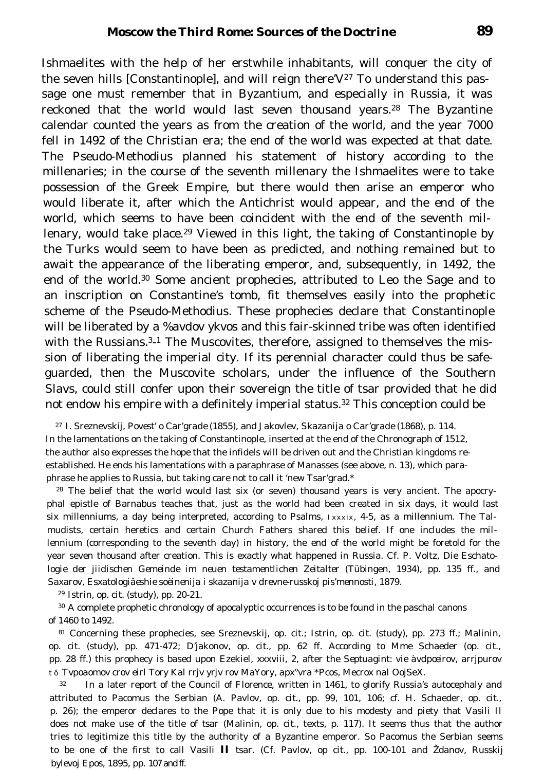Ishmaelites with the help of her erstwhile inhabitants, will conquer the city of the seven hills [Constantinople], and will reign there'V[27] To understand this passage one must remember that in Byzantium, and especially in Russia, it was reckoned that the world would last seven thousand years.[28] The Byzantine calendar counted the years as from the creation of the world, and the year 7000 fell in 1492 of the Christian era; the end of the world was expected at that date. The Pseudo-Methodius planned his statement of history according to the millenaries; in the course of the seventh millenary the Ishmaelites were to take possession of the Greek Empire, but there would then arise an emperor who would liberate it, after which the Antichrist would appear, and the end of the world, which seems to have been coincident with the end of the seventh millenary, would take place.[29] Viewed in this light, the taking of Constantinople by the Turks would seem to have been as predicted, and nothing remained but to await the appearance of the liberating emperor, and, subsequently, in 1492, the end of the world.[30] Some ancient prophecies, attributed to Leo the Sage and to an inscription on Constantine's tomb, fit themselves easily into the prophetic scheme of the Pseudo-Methodius. These prophecies declare that Constantinople will be liberated by a %avdov ykvos and this fair-skinned tribe was often identified with the Russians.[31] The Muscovites, therefore, assigned to themselves the mission of liberating the imperial city. If its perennial character could thus be safeguarded, then the Muscovite scholars, under the influence of the Southern Slavs, could still confer upon their sovereign the title of tsar provided that he did not endow his empire with a definitely imperial status.[32] This conception could be

[27] I. Sreznevskij, *Povest' o Car'grade* (1855), and Jakovlev, *Skazanija o Car'grade* (1868), p. 114. In the lamentations on the taking of Constantinople, inserted at the end of the Chronograph of 1512, the author also expresses the hope that the infidels will be driven out and the Christian kingdoms re-established. He ends his lamentations with a paraphrase of Manasses (see above, n. 13), which paraphrase he applies to Russia, but taking care not to call it 'new Tsar'grad.*

[28] The belief that the world would last six (or seven) thousand years is very ancient. The apocryphal epistle of Barnabus teaches that, just as the world had been created in six days, it would last six millenniums, a day being interpreted, according to Psalms, lxxxix, 4-5, as a millennium. The Talmudists, certain heretics and certain Church Fathers shared this belief. If one includes the millennium (corresponding to the seventh day) in history, the end of the world might be foretold for the year seven thousand after creation. This is exactly what happened in Russia. Cf. P. Voltz, *Die Eschatologie der jiidischen Gemeinde im neuen testamentlichen Zeitalter* (Tübingen, 1934), pp. 135 ff., and Saxarov, *Esxatologiâeshie soèinenija i skazanija v drevne-russkoj pis'mennosti*, 1879.

[29] Istrin, *op. cit.* (study), pp. 20-21.

[30] A complete prophetic chronology of apocalyptic occurrences is to be found in the paschal canons of 1460 to 1492.

[31] Concerning these prophecies, see Sreznevskij, *op. cit.*; Istrin, *op. cit.* (study), pp. 273 ff.; Malinin, *op. cit.* (study), pp. 471-472; D'jakonov, *op. cit.*, pp. 62 ff. According to Mme Schaeder (*op. cit.*, pp. 28 ff.) this prophecy is based upon Ezekiel, xxxviii, 2, after the Septuagint: vie àvdpœirov, arrjpurov tô Tvpoaomov crov eirl Tory Kal rrjv yrjv rov MaYory, apx°vra *Pcos, Mecrox nal OojSeX.

[32] In a later report of the Council of Florence, written in 1461, to glorify Russia's autocephaly and attributed to Pacomus the Serbian (A. Pavlov, *op. cit.*, pp. 99, 101, 106; cf. H. Schaeder, *op. cit.*, p. 26); the emperor declares to the Pope that it is only due to his modesty and piety that Vasili II does not make use of the title of tsar (Malinin, *op. cit.*, texts, p. 117). It seems thus that the author tries to legitimize this title by the authority of a Byzantine emperor. So Pacomus the Serbian seems to be one of the first to call Vasili II tsar. (Cf. Pavlov, *op cit.*, pp. 100-101 and Ždanov, *Russkij bylevoj Epos*, 1895, pp. 107 and ff.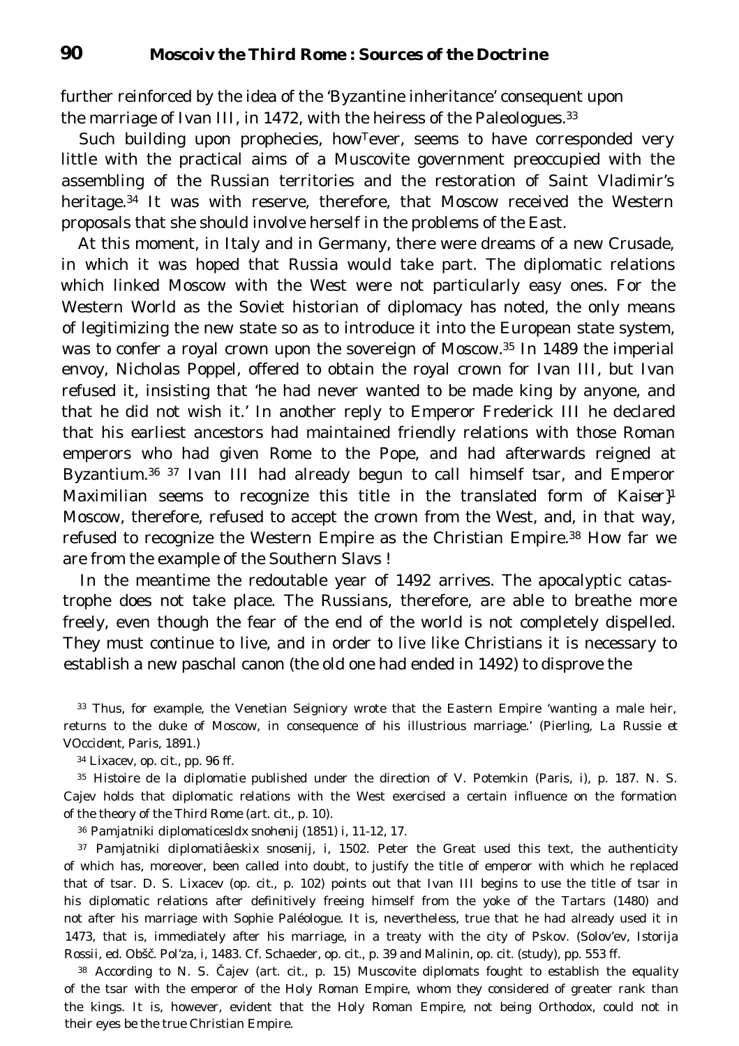further reinforced by the idea of the 'Byzantine inheritance' consequent upon the marriage of Ivan III, in 1472, with the heiress of the Paleologues.[33]

Such building upon prophecies, howTever, seems to have corresponded very little with the practical aims of a Muscovite government preoccupied with the assembling of the Russian territories and the restoration of Saint Vladimir's heritage.[34] It was with reserve, therefore, that Moscow received the Western proposals that she should involve herself in the problems of the East.

At this moment, in Italy and in Germany, there were dreams of a new Crusade, in which it was hoped that Russia would take part. The diplomatic relations which linked Moscow with the West were not particularly easy ones. For the Western World as the Soviet historian of diplomacy has noted, the only means of legitimizing the new state so as to introduce it into the European state system, was to confer a royal crown upon the sovereign of Moscow.[35] In 1489 the imperial envoy, Nicholas Poppel, offered to obtain the royal crown for Ivan III, but Ivan refused it, insisting that 'he had never wanted to be made king by anyone, and that he did not wish it.' In another reply to Emperor Frederick III he declared that his earliest ancestors had maintained friendly relations with those Roman emperors who had given Rome to the Pope, and had afterwards reigned at Byzantium.[36] [37] Ivan III had already begun to call himself tsar, and Emperor Maximilian seems to recognize this title in the translated form of *Kaiser*}1 Moscow, therefore, refused to accept the crown from the West, and, in that way, refused to recognize the Western Empire as the Christian Empire.[38] How far we are from the example of the Southern Slavs !

In the meantime the redoutable year of 1492 arrives. The apocalyptic catastrophe does not take place. The Russians, therefore, are able to breathe more freely, even though the fear of the end of the world is not completely dispelled. They must continue to live, and in order to live like Christians it is necessary to establish a new paschal canon (the old one had ended in 1492) to disprove the

[33] Thus, for example, the Venetian Seigniory wrote that the Eastern Empire 'wanting a male heir, returns to the duke of Moscow, in consequence of his illustrious marriage.' (Pierling, *La Russie et VOccident*, Paris, 1891.)

[34] Lixacev, *op. cit.*, pp. 96 ff.

[35] *Histoire de la diplomatie* published under the direction of V. Potemkin (Paris, i), p. 187. N. S. Cajev holds that diplomatic relations with the West exercised a certain influence on the formation of the theory of the Third Rome (*art. cit.*, p. 10).

[36] *Pamjatniki diplomaticesldx snohenij* (1851) i, 11-12, 17.

[37] *Pamjatniki diplomatiâeskix snosenij*, i, 1502. Peter the Great used this text, the authenticity of which has, moreover, been called into doubt, to justify the title of emperor with which he replaced that of tsar. D. S. Lixacev (*op. cit.*, p. 102) points out that Ivan III begins to use the title of tsar in his diplomatic relations after definitively freeing himself from the yoke of the Tartars (1480) and not after his marriage with Sophie Paléologue. It is, nevertheless, true that he had already used it in 1473, that is, immediately after his marriage, in a treaty with the city of Pskov. (Solov'ev, *Istorija Rossii*, ed. Obšč. Pol'za, i, 1483. Cf. Schaeder, *op. cit.*, p. 39 and Malinin, *op. cit.* (study), pp. 553 ff.

[38] According to N. S. Čajev (*art. cit.*, p. 15) Muscovite diplomats fought to establish the equality of the tsar with the emperor of the Holy Roman Empire, whom they considered of greater rank than the kings. It is, however, evident that the Holy Roman Empire, not being Orthodox, could not in their eyes be the true Christian Empire.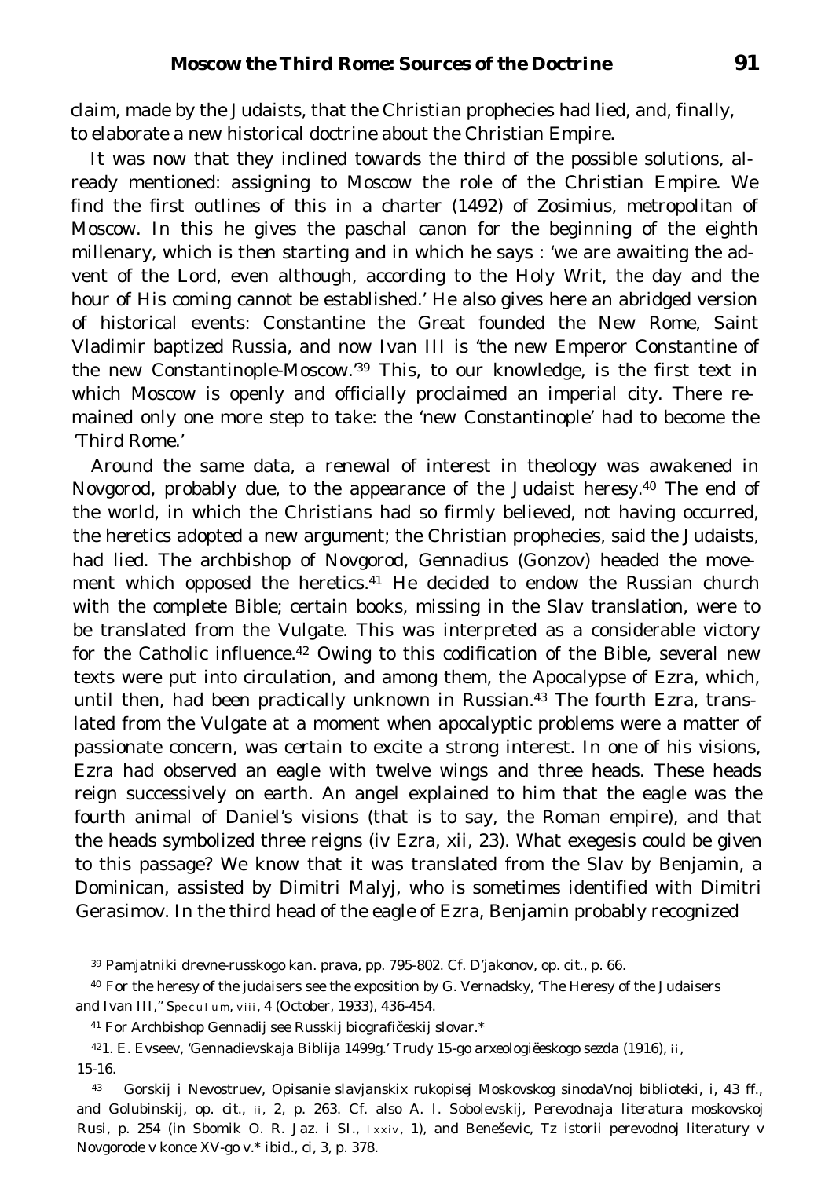claim, made by the Judaists, that the Christian prophecies had lied, and, finally, to elaborate a new historical doctrine about the Christian Empire.

It was now that they inclined towards the third of the possible solutions, already mentioned: assigning to Moscow the role of the Christian Empire. We find the first outlines of this in a charter (1492) of Zosimius, metropolitan of Moscow. In this he gives the paschal canon for the beginning of the eighth millenary, which is then starting and in which he says : 'we are awaiting the advent of the Lord, even although, according to the Holy Writ, the day and the hour of His coming cannot be established.' He also gives here an abridged version of historical events: Constantine the Great founded the New Rome, Saint Vladimir baptized Russia, and now Ivan III is 'the new Emperor Constantine of the new Constantinople-Moscow.'[39] This, to our knowledge, is the first text in which Moscow is openly and officially proclaimed an imperial city. There remained only one more step to take: the 'new Constantinople' had to become the 'Third Rome.'

Around the same data, a renewal of interest in theology was awakened in Novgorod, probably due, to the appearance of the Judaist heresy.[40] The end of the world, in which the Christians had so firmly believed, not having occurred, the heretics adopted a new argument; the Christian prophecies, said the Judaists, had lied. The archbishop of Novgorod, Gennadius (Gonzov) headed the movement which opposed the heretics.[41] He decided to endow the Russian church with the complete Bible; certain books, missing in the Slav translation, were to be translated from the Vulgate. This was interpreted as a considerable victory for the Catholic influence.[42] Owing to this codification of the Bible, several new texts were put into circulation, and among them, the Apocalypse of Ezra, which, until then, had been practically unknown in Russian.[43] The fourth Ezra, translated from the Vulgate at a moment when apocalyptic problems were a matter of passionate concern, was certain to excite a strong interest. In one of his visions, Ezra had observed an eagle with twelve wings and three heads. These heads reign successively on earth. An angel explained to him that the eagle was the fourth animal of Daniel's visions (that is to say, the Roman empire), and that the heads symbolized three reigns (iv Ezra, xii, 23). What exegesis could be given to this passage? We know that it was translated from the Slav by Benjamin, a Dominican, assisted by Dimitri Malyj, who is sometimes identified with Dimitri Gerasimov. In the third head of the eagle of Ezra, Benjamin probably recognized

---

[39] *Pamjatniki drevne-russkogo kan. prava*, pp. 795-802. Cf. D'jakonov, *op. cit.*, p. 66.

[40] For the heresy of the judaisers see the exposition by G. Vernadsky, 'The Heresy of the Judaisers and Ivan III,' *Speculum*, VIII, 4 (October, 1933), 436-454.

[41] For Archbishop Gennadij see *Russkij biografičeskij slovar.*\*

[42] 1. E. Evseev, 'Gennadievskaja Biblija 1499g.' *Trudy 15-go arxeologiëeskogo sezda* (1916), II, 15-16.

[43] Gorskij i Nevostruev, *Opisanie slavjanskix rukopisej Moskovskog sinodaVnoj biblioteki*, I, 43 ff., and Golubinskij, *op. cit.*, II, 2, p. 263. Cf. also A. I. Sobolevskij, *Perevodnaja literatura moskovskoj Rusi*, p. 254 (in *Sbomik O. R. Jaz. i SI.*, LXXIV, 1), and Beneševic, *Tz istorii perevodnoj literatury v Novgorode v konce XV-go v.*\* *ibid.*, CI, 3, p. 378.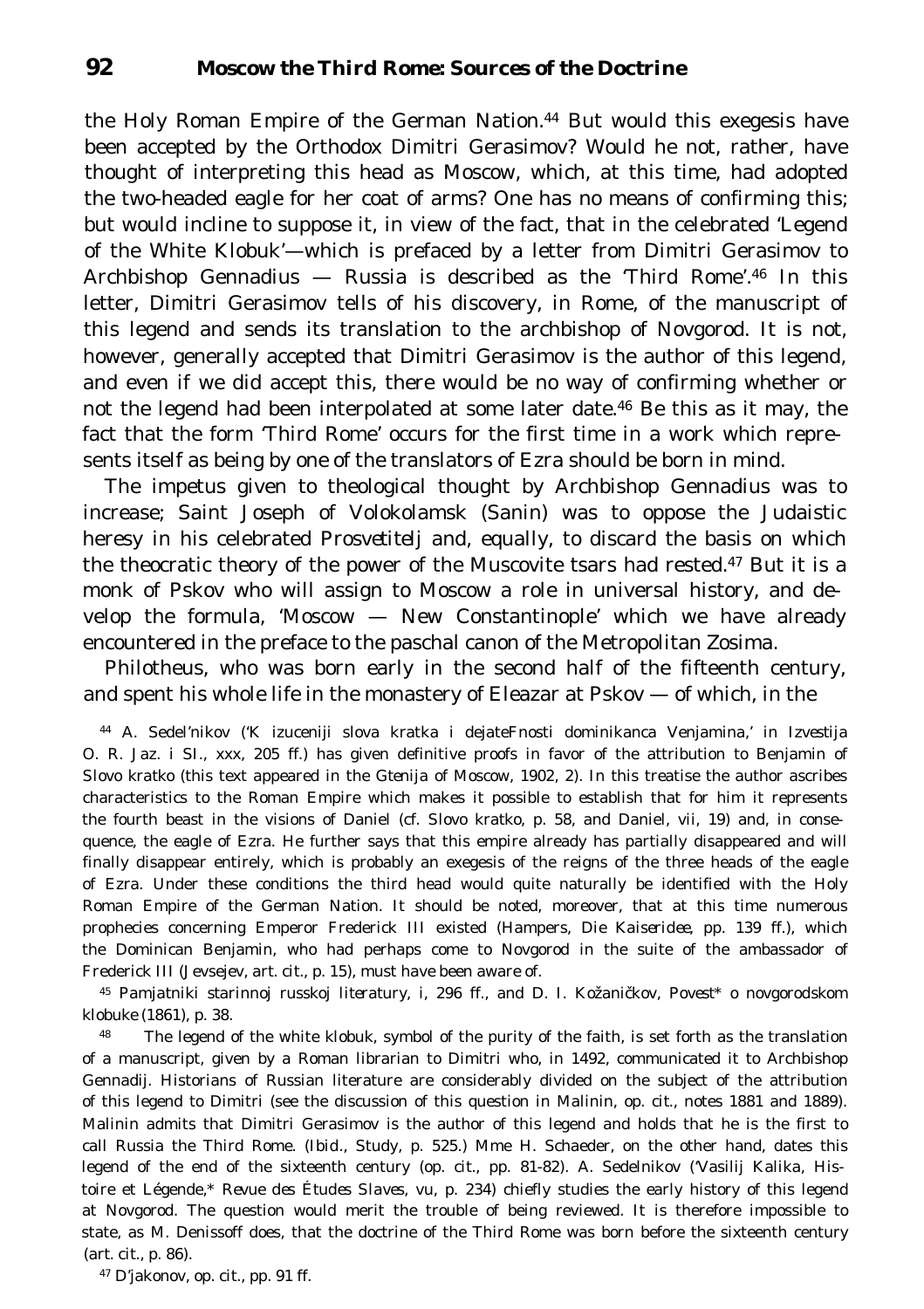the Holy Roman Empire of the German Nation.[44] But would this exegesis have been accepted by the Orthodox Dimitri Gerasimov? Would he not, rather, have thought of interpreting this head as Moscow, which, at this time, had adopted the two-headed eagle for her coat of arms? One has no means of confirming this; but would incline to suppose it, in view of the fact, that in the celebrated 'Legend of the White Klobuk'—which is prefaced by a letter from Dimitri Gerasimov to Archbishop Gennadius — Russia is described as the 'Third Rome'.[46] In this letter, Dimitri Gerasimov tells of his discovery, in Rome, of the manuscript of this legend and sends its translation to the archbishop of Novgorod. It is not, however, generally accepted that Dimitri Gerasimov is the author of this legend, and even if we did accept this, there would be no way of confirming whether or not the legend had been interpolated at some later date.[46] Be this as it may, the fact that the form 'Third Rome' occurs for the first time in a work which represents itself as being by one of the translators of Ezra should be born in mind.

The impetus given to theological thought by Archbishop Gennadius was to increase; Saint Joseph of Volokolamsk (Sanin) was to oppose the Judaistic heresy in his celebrated *Prosvetitelj* and, equally, to discard the basis on which the theocratic theory of the power of the Muscovite tsars had rested.[47] But it is a monk of Pskov who will assign to Moscow a role in universal history, and develop the formula, 'Moscow — New Constantinople' which we have already encountered in the preface to the paschal canon of the Metropolitan Zosima.

Philotheus, who was born early in the second half of the fifteenth century, and spent his whole life in the monastery of Eleazar at Pskov — of which, in the

[44] A. Sedel'nikov ('K izuceniji slova kratka i dejateFnosti dominikanca Venjamina,' in *Izvestija O. R. Jaz. i SI.*, xxx, 205 ff.) has given definitive proofs in favor of the attribution to Benjamin of *Slovo kratko* (this text appeared in the *Gtenija* of Moscow, 1902, 2). In this treatise the author ascribes characteristics to the Roman Empire which makes it possible to establish that for him it represents the fourth beast in the visions of Daniel (cf. *Slovo kratko*, p. 58, and Daniel, vii, 19) and, in consequence, the eagle of Ezra. He further says that this empire already has partially disappeared and will finally disappear entirely, which is probably an exegesis of the reigns of the three heads of the eagle of Ezra. Under these conditions the third head would quite naturally be identified with the Holy Roman Empire of the German Nation. It should be noted, moreover, that at this time numerous prophecies concerning Emperor Frederick III existed (Hampers, *Die Kaiseridee*, pp. 139 ff.), which the Dominican Benjamin, who had perhaps come to Novgorod in the suite of the ambassador of Frederick III (Jevsejev, *art. cit.*, p. 15), must have been aware of.

[45] *Pamjatniki starinnoj russkoj literatury*, i, 296 ff., and D. I. Kožaničkov, *Povest\* o novgorodskom klobuke* (1861), p. 38.

[48] The legend of the white klobuk, symbol of the purity of the faith, is set forth as the translation of a manuscript, given by a Roman librarian to Dimitri who, in 1492, communicated it to Archbishop Gennadij. Historians of Russian literature are considerably divided on the subject of the attribution of this legend to Dimitri (see the discussion of this question in Malinin, *op. cit.*, notes 1881 and 1889). Malinin admits that Dimitri Gerasimov is the author of this legend and holds that he is the first to call Russia the Third Rome. (*Ibid.*, Study, p. 525.) Mme H. Schaeder, on the other hand, dates this legend of the end of the sixteenth century (*op. cit.*, pp. 81-82). A. Sedelnikov ('Vasilij Kalika, Histoire et Légende,\* *Revue des Études Slaves*, vu, p. 234) chiefly studies the early history of this legend at Novgorod. The question would merit the trouble of being reviewed. It is therefore impossible to state, as M. Denissoff does, that the doctrine of the Third Rome was born before the sixteenth century (*art. cit.*, p. 86).

[47] D'jakonov, *op. cit.*, pp. 91 ff.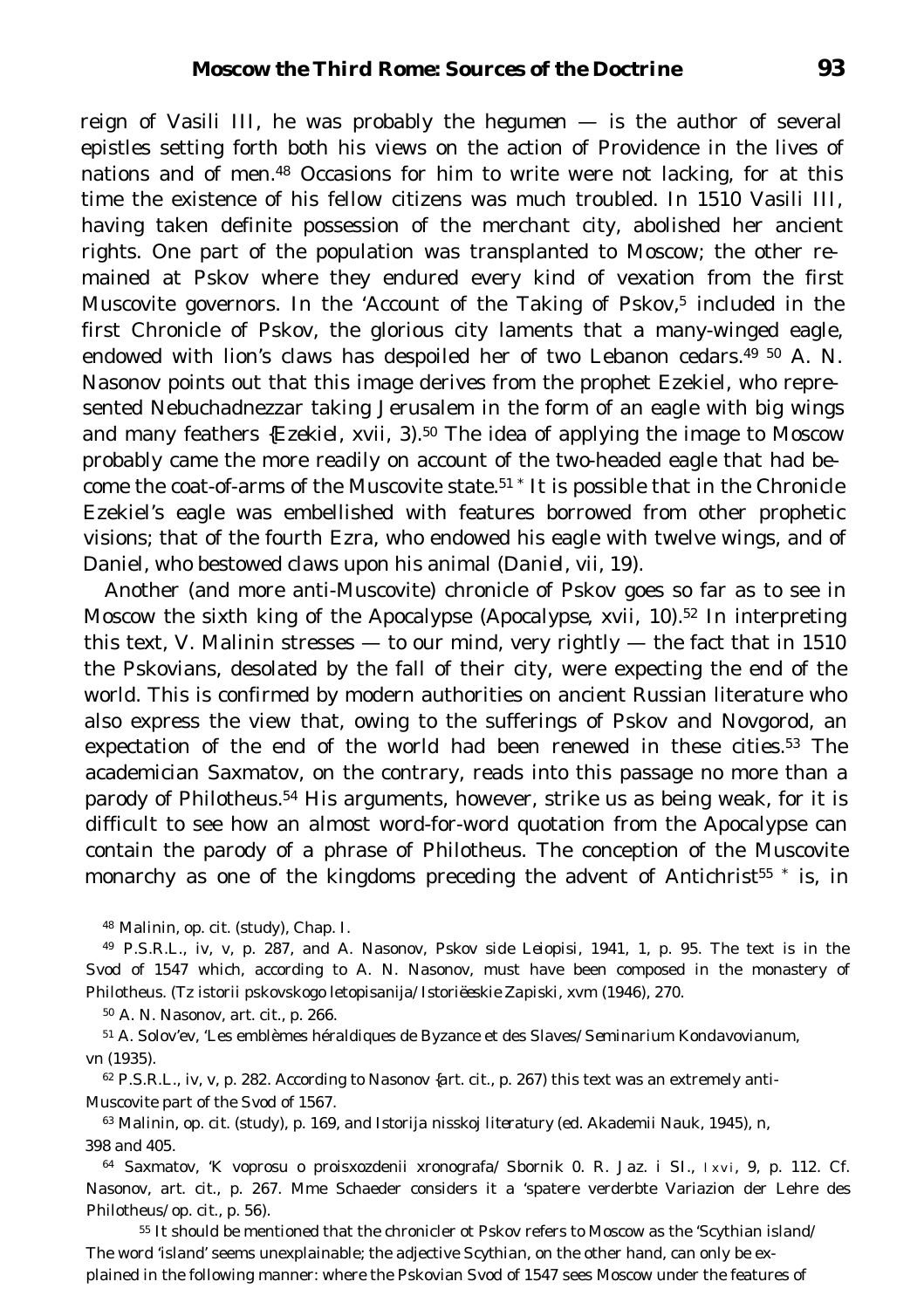reign of Vasili III, he was probably the *hegumen* — is the author of several epistles setting forth both his views on the action of Providence in the lives of nations and of men.[48] Occasions for him to write were not lacking, for at this time the existence of his fellow citizens was much troubled. In 1510 Vasili III, having taken definite possession of the merchant city, abolished her ancient rights. One part of the population was transplanted to Moscow; the other remained at Pskov where they endured every kind of vexation from the first Muscovite governors. In the 'Account of the Taking of Pskov,[5] included in the first Chronicle of Pskov, the glorious city laments that a many-winged eagle, endowed with lion's claws has despoiled her of two Lebanon cedars.[49] [50] A. N. Nasonov points out that this image derives from the prophet Ezekiel, who represented Nebuchadnezzar taking Jerusalem in the form of an eagle with big wings and many feathers {*Ezekiel*, xvii, 3).[50] The idea of applying the image to Moscow probably came the more readily on account of the two-headed eagle that had become the coat-of-arms of the Muscovite state.[51] * It is possible that in the Chronicle Ezekiel's eagle was embellished with features borrowed from other prophetic visions; that of the fourth Ezra, who endowed his eagle with twelve wings, and of Daniel, who bestowed claws upon his animal (*Daniel*, vii, 19).

Another (and more anti-Muscovite) chronicle of Pskov goes so far as to see in Moscow the sixth king of the Apocalypse (*Apocalypse*, xvii, 10).[52] In interpreting this text, V. Malinin stresses — to our mind, very rightly — the fact that in 1510 the Pskovians, desolated by the fall of their city, were expecting the end of the world. This is confirmed by modern authorities on ancient Russian literature who also express the view that, owing to the sufferings of Pskov and Novgorod, an expectation of the end of the world had been renewed in these cities.[53] The academician Saxmatov, on the contrary, reads into this passage no more than a parody of Philotheus.[54] His arguments, however, strike us as being weak, for it is difficult to see how an almost word-for-word quotation from the Apocalypse can contain the parody of a phrase of Philotheus. The conception of the Muscovite monarchy as one of the kingdoms preceding the advent of Antichrist[55] * is, in

[48] Malinin, *op. cit.* (study), Chap. I.

[49] P.S.R.L., iv, v, p. 287, and A. Nasonov, *Pskov side Leiopisi*, 1941, 1, p. 95. The text is in the Svod of 1547 which, according to A. N. Nasonov, must have been composed in the monastery of Philotheus. (Tz istorii pskovskogo letopisanija/ *Istoriëeskie Zapiski*, xvm (1946), 270.

[50] A. N. Nasonov, *art. cit.*, p. 266.

[51] A. Solov'ev, 'Les emblèmes héraldiques de Byzance et des Slaves/ *Seminarium Kondavovianum*, vn (1935).

[62] P.S.R.L., iv, v, p. 282. According to Nasonov {*art. cit.*, p. 267) this text was an extremely anti-Muscovite part of the Svod of 1567.

[63] Malinin, *op. cit.* (study), p. 169, and *Istorija nisskoj literatury* (ed. Akademii Nauk, 1945), n, 398 and 405.

[64] Saxmatov, 'K voprosu o proisxozdenii xronografa/ *Sbornik 0. R. Jaz. i SI.*, lxvi, 9, p. 112. Cf. Nasonov, *art. cit.*, p. 267. Mme Schaeder considers it a 'spatere verderbte Variazion der Lehre des Philotheus/ *op. cit.*, p. 56).

[55] It should be mentioned that the chronicler ot Pskov refers to Moscow as the 'Scythian island/ The word 'island' seems unexplainable; the adjective Scythian, on the other hand, can only be explained in the following manner: where the Pskovian Svod of 1547 sees Moscow under the features of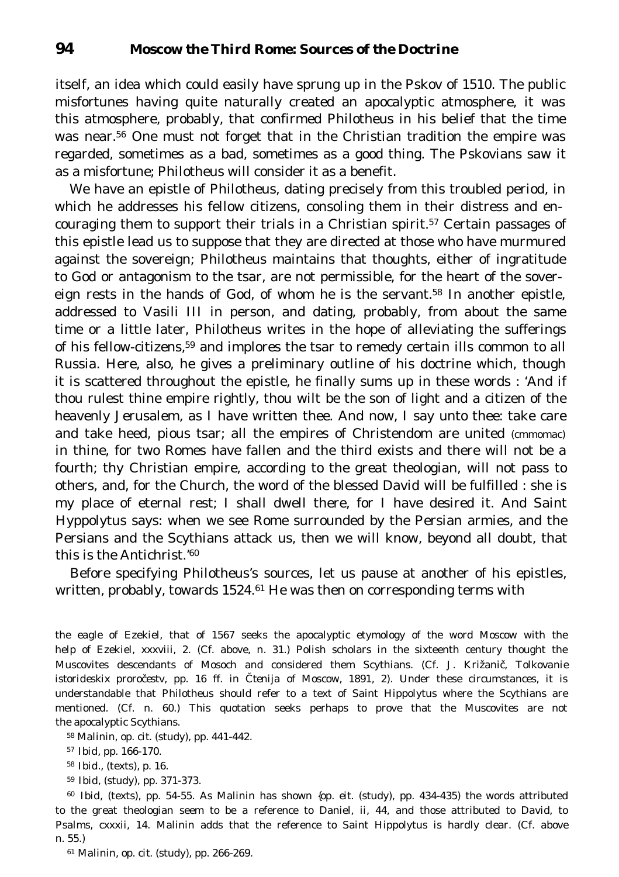itself, an idea which could easily have sprung up in the Pskov of 1510. The public misfortunes having quite naturally created an apocalyptic atmosphere, it was this atmosphere, probably, that confirmed Philotheus in his belief that the time was near.[56] One must not forget that in the Christian tradition the empire was regarded, sometimes as a bad, sometimes as a good thing. The Pskovians saw it as a misfortune; Philotheus will consider it as a benefit.

We have an epistle of Philotheus, dating precisely from this troubled period, in which he addresses his fellow citizens, consoling them in their distress and encouraging them to support their trials in a Christian spirit.[57] Certain passages of this epistle lead us to suppose that they are directed at those who have murmured against the sovereign; Philotheus maintains that thoughts, either of ingratitude to God or antagonism to the tsar, are not permissible, for the heart of the sovereign rests in the hands of God, of whom he is the servant.[58] In another epistle, addressed to Vasili III in person, and dating, probably, from about the same time or a little later, Philotheus writes in the hope of alleviating the sufferings of his fellow-citizens,[59] and implores the tsar to remedy certain ills common to all Russia. Here, also, he gives a preliminary outline of his doctrine which, though it is scattered throughout the epistle, he finally sums up in these words : 'And if thou rulest thine empire rightly, thou wilt be the son of light and a citizen of the heavenly Jerusalem, as I have written thee. And now, I say unto thee: take care and take heed, pious tsar; all the empires of Christendom are united (cmmomac) in thine, for two Romes have fallen and the third exists and there will not be a fourth; thy Christian empire, according to the great theologian, will not pass to others, and, for the Church, the word of the blessed David will be fulfilled : she is my place of eternal rest; I shall dwell there, for I have desired it. And Saint Hyppolytus says: when we see Rome surrounded by the Persian armies, and the Persians and the Scythians attack us, then we will know, beyond all doubt, that this is the Antichrist.'[60]

Before specifying Philotheus's sources, let us pause at another of his epistles, written, probably, towards 1524.[61] He was then on corresponding terms with

the eagle of Ezekiel, that of 1567 seeks the apocalyptic etymology of the word Moscow with the help of Ezekiel, xxxviii, 2. (Cf. above, n. 31.) Polish scholars in the sixteenth century thought the Muscovites descendants of Mosoch and considered them Scythians. (Cf. J. Križanič, *Tolkovanie istorideskix proročestv*, pp. 16 ff. in *Čtenija* of Moscow, 1891, 2). Under these circumstances, it is understandable that Philotheus should refer to a text of Saint Hippolytus where the Scythians are mentioned. (Cf. n. 60.) This quotation seeks perhaps to prove that the Muscovites are not the apocalyptic Scythians.

[58] Malinin, *op. cit.* (study), pp. 441-442.

[57] *Ibid*, pp. 166-170.

[58] *Ibid.*, (texts), p. 16.

[59] *Ibid*, (study), pp. 371-373.

[60] *Ibid*, (texts), pp. 54-55. As Malinin has shown {*op. eit.* (study), pp. 434-435) the words attributed to the great theologian seem to be a reference to Daniel, ii, 44, and those attributed to David, to Psalms, cxxxii, 14. Malinin adds that the reference to Saint Hippolytus is hardly clear. (Cf. above n. 55.)

[61] Malinin, *op. cit.* (study), pp. 266-269.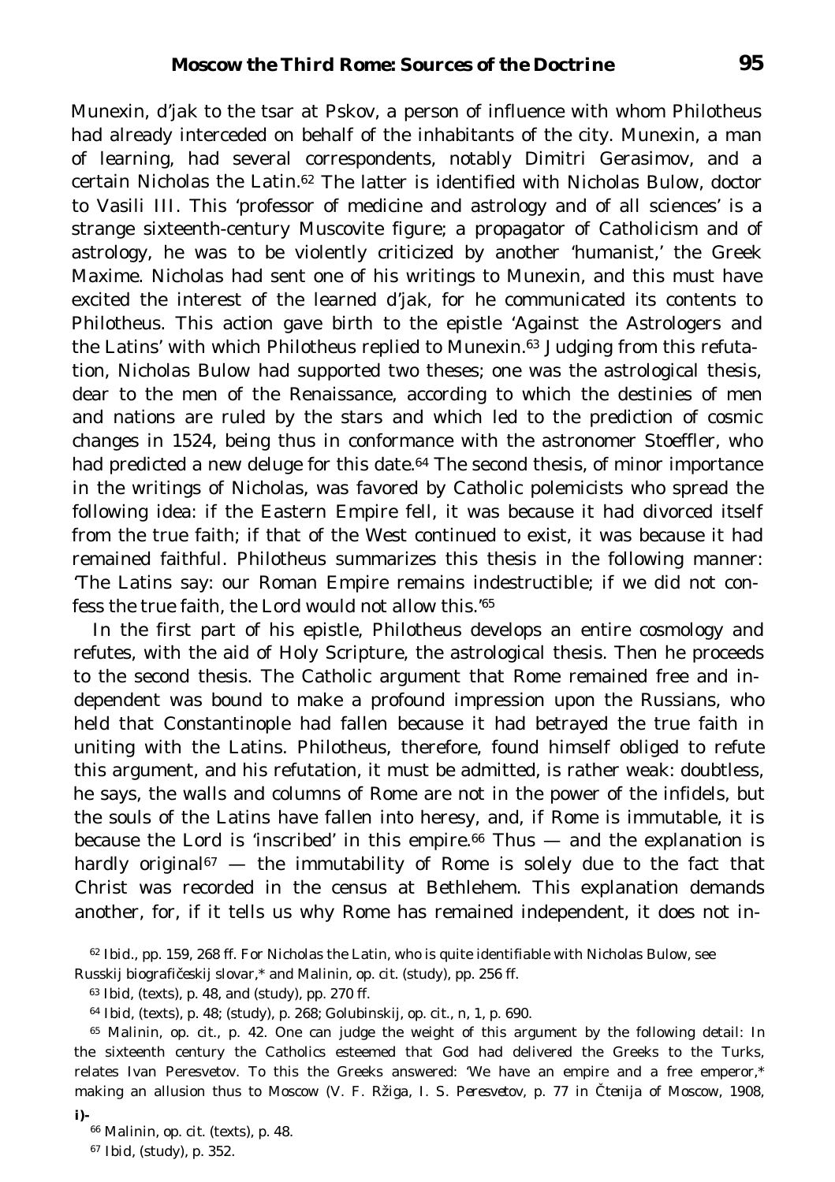Munexin, d'jak to the tsar at Pskov, a person of influence with whom Philotheus had already interceded on behalf of the inhabitants of the city. Munexin, a man of learning, had several correspondents, notably Dimitri Gerasimov, and a certain Nicholas the Latin.[62] The latter is identified with Nicholas Bulow, doctor to Vasili III. This 'professor of medicine and astrology and of all sciences' is a strange sixteenth-century Muscovite figure; a propagator of Catholicism and of astrology, he was to be violently criticized by another 'humanist,' the Greek Maxime. Nicholas had sent one of his writings to Munexin, and this must have excited the interest of the learned d'jak, for he communicated its contents to Philotheus. This action gave birth to the epistle 'Against the Astrologers and the Latins' with which Philotheus replied to Munexin.[63] Judging from this refutation, Nicholas Bulow had supported two theses; one was the astrological thesis, dear to the men of the Renaissance, according to which the destinies of men and nations are ruled by the stars and which led to the prediction of cosmic changes in 1524, being thus in conformance with the astronomer Stoeffler, who had predicted a new deluge for this date.[64] The second thesis, of minor importance in the writings of Nicholas, was favored by Catholic polemicists who spread the following idea: if the Eastern Empire fell, it was because it had divorced itself from the true faith; if that of the West continued to exist, it was because it had remained faithful. Philotheus summarizes this thesis in the following manner: 'The Latins say: our Roman Empire remains indestructible; if we did not confess the true faith, the Lord would not allow this.'[65]

In the first part of his epistle, Philotheus develops an entire cosmology and refutes, with the aid of Holy Scripture, the astrological thesis. Then he proceeds to the second thesis. The Catholic argument that Rome remained free and independent was bound to make a profound impression upon the Russians, who held that Constantinople had fallen because it had betrayed the true faith in uniting with the Latins. Philotheus, therefore, found himself obliged to refute this argument, and his refutation, it must be admitted, is rather weak: doubtless, he says, the walls and columns of Rome are not in the power of the infidels, but the souls of the Latins have fallen into heresy, and, if Rome is immutable, it is because the Lord is 'inscribed' in this empire.[66] Thus — and the explanation is hardly original[67] — the immutability of Rome is solely due to the fact that Christ was recorded in the census at Bethlehem. This explanation demands another, for, if it tells us why Rome has remained independent, it does not in-

[62] *Ibid.*, pp. 159, 268 ff. For Nicholas the Latin, who is quite identifiable with Nicholas Bulow, see *Russkij biografičeskij slovar*,* and Malinin, *op. cit.* (study), pp. 256 ff.

[63] *Ibid*, (texts), p. 48, and (study), pp. 270 ff.

[64] *Ibid*, (texts), p. 48; (study), p. 268; Golubinskij, *op. cit.*, n, 1, p. 690.

[65] Malinin, *op. cit.*, p. 42. One can judge the weight of this argument by the following detail: In the sixteenth century the Catholics esteemed that God had delivered the Greeks to the Turks, relates Ivan Peresvetov. To this the Greeks answered: 'We have an empire and a free emperor,* making an allusion thus to Moscow (V. F. Ržiga, *I. S. Peresvetov*, p. 77 in *Čtenija* of Moscow, 1908, i)-

[66] Malinin, *op. cit.* (texts), p. 48.

[67] *Ibid*, (study), p. 352.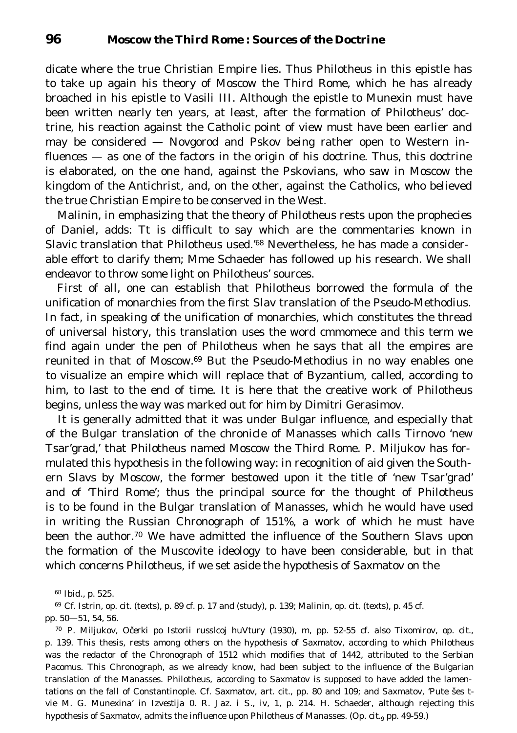dicate where the true Christian Empire lies. Thus Philotheus in this epistle has to take up again his theory of Moscow the Third Rome, which he has already broached in his epistle to Vasili III. Although the epistle to Munexin must have been written nearly ten years, at least, after the formation of Philotheus' doctrine, his reaction against the Catholic point of view must have been earlier and may be considered — Novgorod and Pskov being rather open to Western influences — as one of the factors in the origin of his doctrine. Thus, this doctrine is elaborated, on the one hand, against the Pskovians, who saw in Moscow the kingdom of the Antichrist, and, on the other, against the Catholics, who believed the true Christian Empire to be conserved in the West.

Malinin, in emphasizing that the theory of Philotheus rests upon the prophecies of Daniel, adds: Tt is difficult to say which are the commentaries known in Slavic translation that Philotheus used.'[68] Nevertheless, he has made a considerable effort to clarify them; Mme Schaeder has followed up his research. We shall endeavor to throw some light on Philotheus' sources.

First of all, one can establish that Philotheus borrowed the formula of the unification of monarchies from the first Slav translation of the Pseudo-Methodius. In fact, in speaking of the unification of monarchies, which constitutes the thread of universal history, this translation uses the word *cmmomece* and this term we find again under the pen of Philotheus when he says that all the empires are reunited in that of Moscow.[69] But the Pseudo-Methodius in no way enables one to visualize an empire which will replace that of Byzantium, called, according to him, to last to the end of time. It is here that the creative work of Philotheus begins, unless the way was marked out for him by Dimitri Gerasimov.

It is generally admitted that it was under Bulgar influence, and especially that of the Bulgar translation of the chronicle of Manasses which calls Tirnovo 'new Tsar'grad,' that Philotheus named Moscow the Third Rome. P. Miljukov has formulated this hypothesis in the following way: in recognition of aid given the Southern Slavs by Moscow, the former bestowed upon it the title of 'new Tsar'grad' and of 'Third Rome'; thus the principal source for the thought of Philotheus is to be found in the Bulgar translation of Manasses, which he would have used in writing the Russian Chronograph of 151%, a work of which he must have been the author.[70] We have admitted the influence of the Southern Slavs upon the formation of the Muscovite ideology to have been considerable, but in that which concerns Philotheus, if we set aside the hypothesis of Saxmatov on the

[68] *Ibid.*, p. 525.

[69] Cf. Istrin, *op. cit.* (texts), p. 89 cf. p. 17 and (study), p. 139; Malinin, *op. cit.* (texts), p. 45 cf. pp. 50—51, 54, 56.

[70] P. Miljukov, *Očerki po Istorii russlcoj huVtury* (1930), m, pp. 52-55 cf. also Tixomirov, *op. cit.*, p. 139. This thesis, rests among others on the hypothesis of Saxmatov, according to which Philotheus was the redactor of the Chronograph of 1512 which modifies that of 1442, attributed to the Serbian Pacomus. This Chronograph, as we already know, had been subject to the influence of the Bulgarian translation of the Manasses. Philotheus, according to Saxmatov is supposed to have added the lamentations on the fall of Constantinople. Cf. Saxmatov, *art. cit.*, pp. 80 and 109; and Saxmatov, 'Pute šes tvie M. G. Munexina' in *Izvestija 0. R. Jaz. i S.*, iv, 1, p. 214. H. Schaeder, although rejecting this hypothesis of Saxmatov, admits the influence upon Philotheus of Manasses. (*Op. cit.*, pp. 49-59.)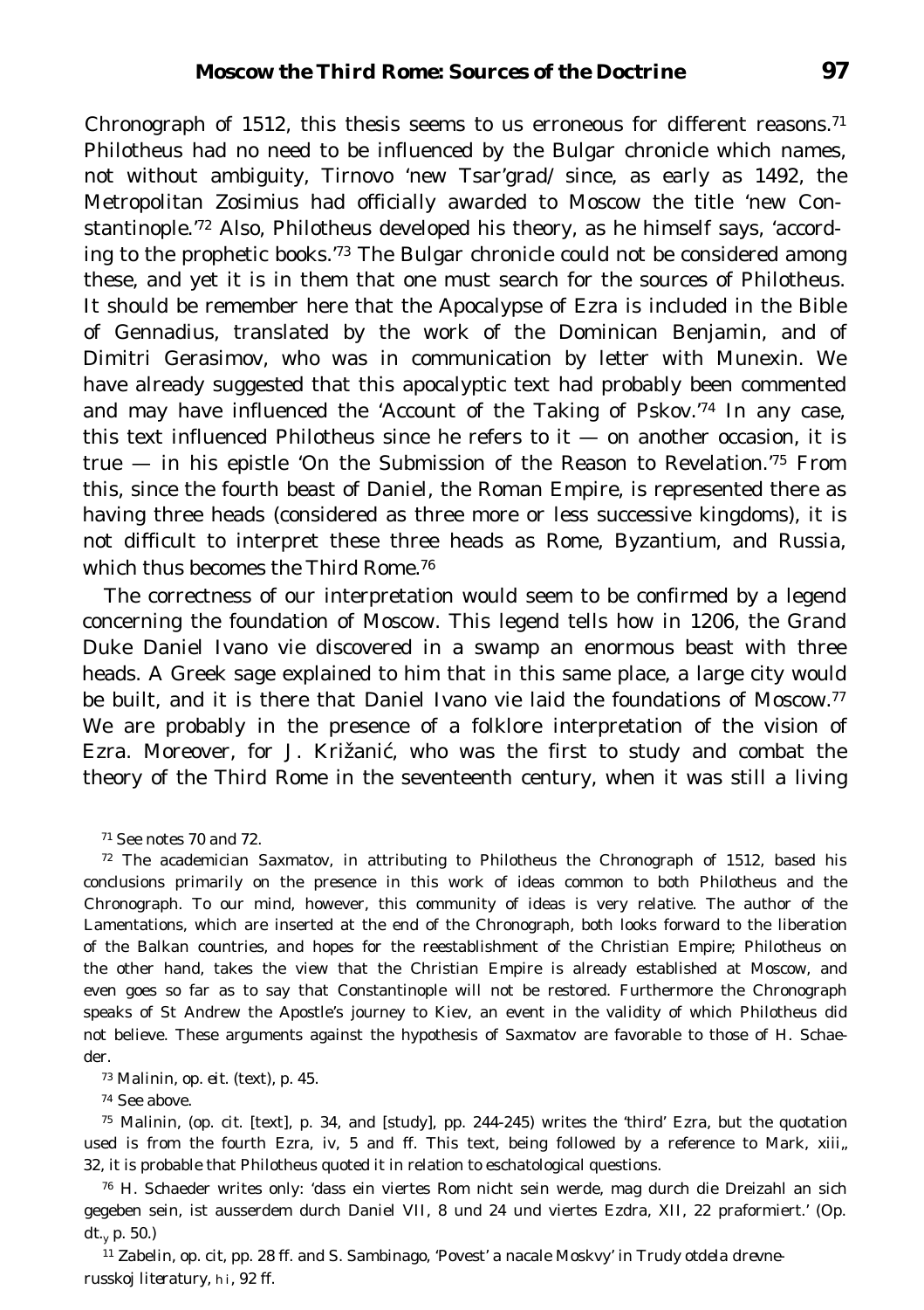Chronograph of 1512, this thesis seems to us erroneous for different reasons.[71] Philotheus had no need to be influenced by the Bulgar chronicle which names, not without ambiguity, Tirnovo 'new Tsar'grad/ since, as early as 1492, the Metropolitan Zosimius had officially awarded to Moscow the title 'new Constantinople.'[72] Also, Philotheus developed his theory, as he himself says, 'according to the prophetic books.'[73] The Bulgar chronicle could not be considered among these, and yet it is in them that one must search for the sources of Philotheus. It should be remember here that the Apocalypse of Ezra is included in the Bible of Gennadius, translated by the work of the Dominican Benjamin, and of Dimitri Gerasimov, who was in communication by letter with Munexin. We have already suggested that this apocalyptic text had probably been commented and may have influenced the 'Account of the Taking of Pskov.'[74] In any case, this text influenced Philotheus since he refers to it — on another occasion, it is true — in his epistle 'On the Submission of the Reason to Revelation.'[75] From this, since the fourth beast of Daniel, the Roman Empire, is represented there as having three heads (considered as three more or less successive kingdoms), it is not difficult to interpret these three heads as Rome, Byzantium, and Russia, which thus becomes the Third Rome.[76]

The correctness of our interpretation would seem to be confirmed by a legend concerning the foundation of Moscow. This legend tells how in 1206, the Grand Duke Daniel Ivano vie discovered in a swamp an enormous beast with three heads. A Greek sage explained to him that in this same place, a large city would be built, and it is there that Daniel Ivano vie laid the foundations of Moscow.[77] We are probably in the presence of a folklore interpretation of the vision of Ezra. Moreover, for J. Križanić, who was the first to study and combat the theory of the Third Rome in the seventeenth century, when it was still a living

[71] See notes 70 and 72.

[72] The academician Saxmatov, in attributing to Philotheus the Chronograph of 1512, based his conclusions primarily on the presence in this work of ideas common to both Philotheus and the Chronograph. To our mind, however, this community of ideas is very relative. The author of the Lamentations, which are inserted at the end of the Chronograph, both looks forward to the liberation of the Balkan countries, and hopes for the reestablishment of the Christian Empire; Philotheus on the other hand, takes the view that the Christian Empire is already established at Moscow, and even goes so far as to say that Constantinople will not be restored. Furthermore the Chronograph speaks of St Andrew the Apostle's journey to Kiev, an event in the validity of which Philotheus did not believe. These arguments against the hypothesis of Saxmatov are favorable to those of H. Schaeder.

[73] Malinin, *op. eit.* (text), p. 45.

[74] See above.

[75] Malinin, (*op. cit.* [text], p. 34, and [study], pp. 244-245) writes the 'third' Ezra, but the quotation used is from the fourth Ezra, iv, 5 and ff. This text, being followed by a reference to Mark, xiii,, 32, it is probable that Philotheus quoted it in relation to eschatological questions.

[76] H. Schaeder writes only: 'dass ein viertes Rom nicht sein werde, mag durch die Dreizahl an sich gegeben sein, ist ausserdem durch Daniel VII, 8 und 24 und viertes Ezdra, XII, 22 praformiert.' (*Op. dt.*,, p. 50.)

[77] Zabelin, *op. cit*, pp. 28 ff. and S. Sambinago, 'Povest' a nacale Moskvy' in *Trudy otdela drevnerusskoj literatury*, hi, 92 ff.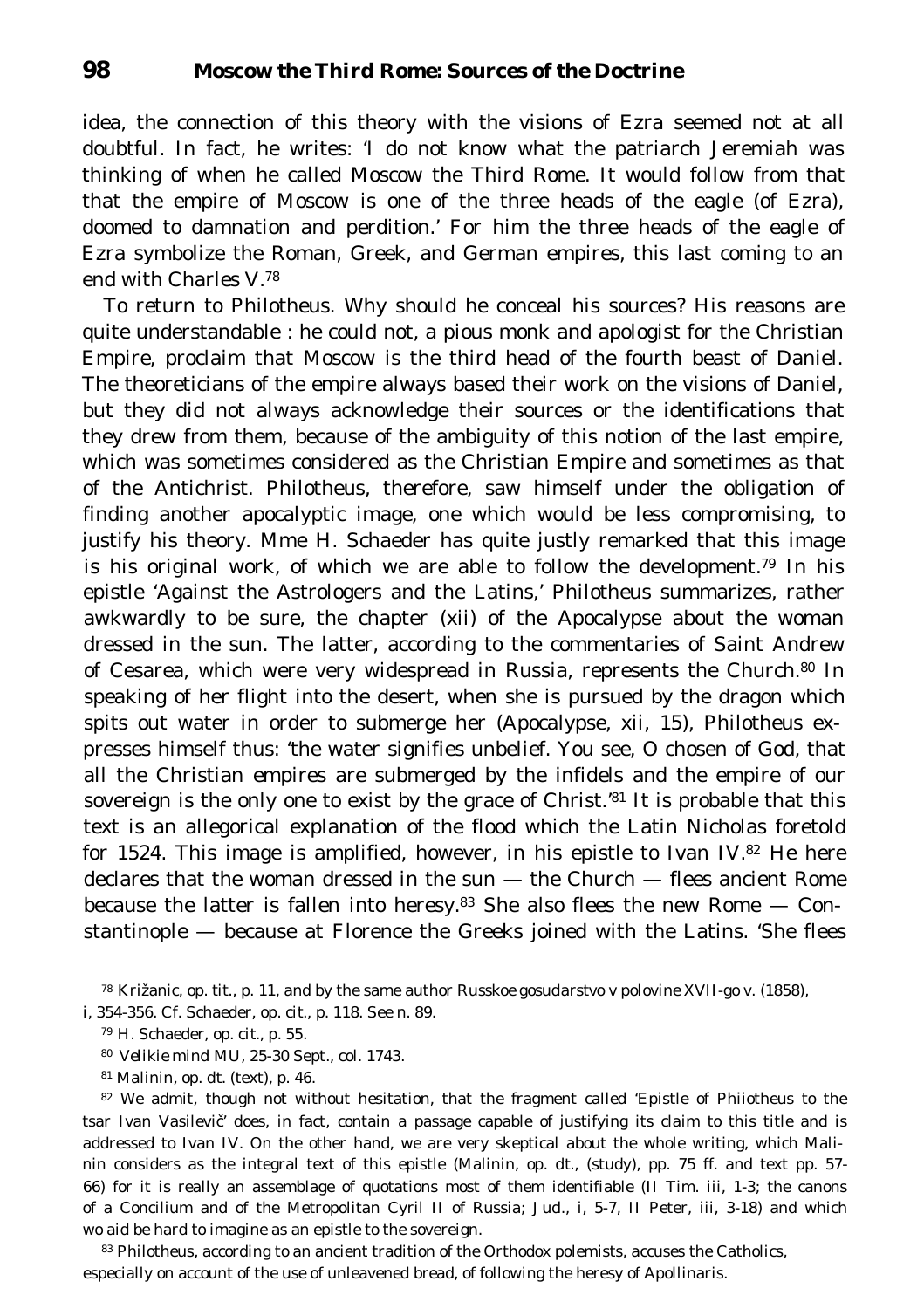idea, the connection of this theory with the visions of Ezra seemed not at all doubtful. In fact, he writes: 'I do not know what the patriarch Jeremiah was thinking of when he called Moscow the Third Rome. It would follow from that that the empire of Moscow is one of the three heads of the eagle (of Ezra), doomed to damnation and perdition.' For him the three heads of the eagle of Ezra symbolize the Roman, Greek, and German empires, this last coming to an end with Charles V.[78]

To return to Philotheus. Why should he conceal his sources? His reasons are quite understandable : he could not, a pious monk and apologist for the Christian Empire, proclaim that Moscow is the third head of the fourth beast of Daniel. The theoreticians of the empire always based their work on the visions of Daniel, but they did not always acknowledge their sources or the identifications that they drew from them, because of the ambiguity of this notion of the last empire, which was sometimes considered as the Christian Empire and sometimes as that of the Antichrist. Philotheus, therefore, saw himself under the obligation of finding another apocalyptic image, one which would be less compromising, to justify his theory. Mme H. Schaeder has quite justly remarked that this image is his original work, of which we are able to follow the development.[79] In his epistle 'Against the Astrologers and the Latins,' Philotheus summarizes, rather awkwardly to be sure, the chapter (xii) of the Apocalypse about the woman dressed in the sun. The latter, according to the commentaries of Saint Andrew of Cesarea, which were very widespread in Russia, represents the Church.[80] In speaking of her flight into the desert, when she is pursued by the dragon which spits out water in order to submerge her (Apocalypse, xii, 15), Philotheus expresses himself thus: 'the water signifies unbelief. You see, O chosen of God, that all the Christian empires are submerged by the infidels and the empire of our sovereign is the only one to exist by the grace of Christ.'[81] It is probable that this text is an allegorical explanation of the flood which the Latin Nicholas foretold for 1524. This image is amplified, however, in his epistle to Ivan IV.[82] He here declares that the woman dressed in the sun — the Church — flees ancient Rome because the latter is fallen into heresy.[83] She also flees the new Rome — Constantinople — because at Florence the Greeks joined with the Latins. 'She flees

[78] Križanic, op. tit., p. 11, and by the same author *Russkoe gosudarstvo v polovine XVII-go v.* (1858), i, 354-356. Cf. Schaeder, op. cit., p. 118. See n. 89.

[79] H. Schaeder, op. cit., p. 55.

[80] *Velikie mind MU*, 25-30 Sept., col. 1743.

[81] Malinin, op. dt. (text), p. 46.

[82] We admit, though not without hesitation, that the fragment called 'Epistle of Phiiotheus to the tsar Ivan Vasilevič' does, in fact, contain a passage capable of justifying its claim to this title and is addressed to Ivan IV. On the other hand, we are very skeptical about the whole writing, which Malinin considers as the integral text of this epistle (Malinin, op. dt., (study), pp. 75 ff. and text pp. 57-66) for it is really an assemblage of quotations most of them identifiable (II Tim. iii, 1-3; the canons of a Concilium and of the Metropolitan Cyril II of Russia; Jud., i, 5-7, II Peter, iii, 3-18) and which wo aid be hard to imagine as an epistle to the sovereign.

[83] Philotheus, according to an ancient tradition of the Orthodox polemists, accuses the Catholics, especially on account of the use of unleavened bread, of following the heresy of Apollinaris.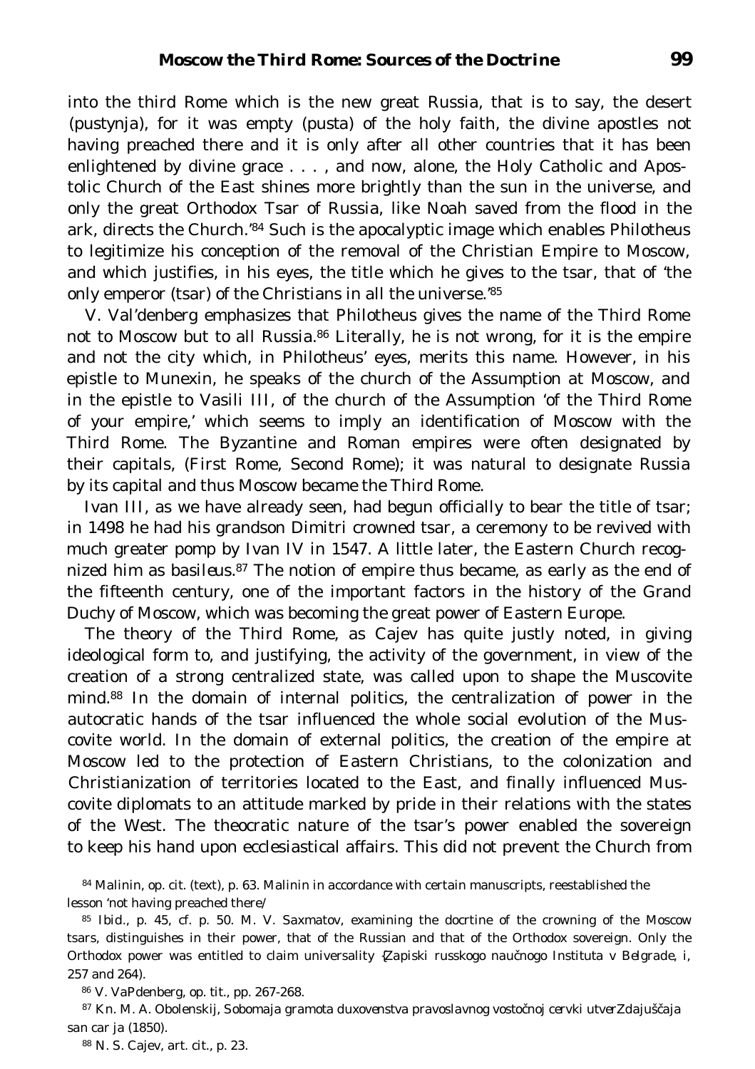into the third Rome which is the new great Russia, that is to say, the desert (pustynja), for it was empty (pusta) of the holy faith, the divine apostles not having preached there and it is only after all other countries that it has been enlightened by divine grace . . . , and now, alone, the Holy Catholic and Apostolic Church of the East shines more brightly than the sun in the universe, and only the great Orthodox Tsar of Russia, like Noah saved from the flood in the ark, directs the Church.'[84] Such is the apocalyptic image which enables Philotheus to legitimize his conception of the removal of the Christian Empire to Moscow, and which justifies, in his eyes, the title which he gives to the tsar, that of 'the only emperor (tsar) of the Christians in all the universe.'[85]

V. Val'denberg emphasizes that Philotheus gives the name of the Third Rome not to Moscow but to all Russia.[86] Literally, he is not wrong, for it is the empire and not the city which, in Philotheus' eyes, merits this name. However, in his epistle to Munexin, he speaks of the church of the Assumption at Moscow, and in the epistle to Vasili III, of the church of the Assumption 'of the Third Rome of your empire,' which seems to imply an identification of Moscow with the Third Rome. The Byzantine and Roman empires were often designated by their capitals, (First Rome, Second Rome); it was natural to designate Russia by its capital and thus Moscow became the Third Rome.

Ivan III, as we have already seen, had begun officially to bear the title of tsar; in 1498 he had his grandson Dimitri crowned tsar, a ceremony to be revived with much greater pomp by Ivan IV in 1547. A little later, the Eastern Church recognized him as *basileus*.[87] The notion of empire thus became, as early as the end of the fifteenth century, one of the important factors in the history of the Grand Duchy of Moscow, which was becoming the great power of Eastern Europe.

The theory of the Third Rome, as Cajev has quite justly noted, in giving ideological form to, and justifying, the activity of the government, in view of the creation of a strong centralized state, was called upon to shape the Muscovite mind.[88] In the domain of internal politics, the centralization of power in the autocratic hands of the tsar influenced the whole social evolution of the Muscovite world. In the domain of external politics, the creation of the empire at Moscow led to the protection of Eastern Christians, to the colonization and Christianization of territories located to the East, and finally influenced Muscovite diplomats to an attitude marked by pride in their relations with the states of the West. The theocratic nature of the tsar's power enabled the sovereign to keep his hand upon ecclesiastical affairs. This did not prevent the Church from

[84] Malinin, *op. cit.* (text), p. 63. Malinin in accordance with certain manuscripts, reestablished the lesson 'not having preached there/

[85] *Ibid.*, p. 45, cf. p. 50. M. V. Saxmatov, examining the docrtine of the crowning of the Moscow tsars, distinguishes in their power, that of the Russian and that of the Orthodox sovereign. Only the Orthodox power was entitled to claim universality {*Zapiski russkogo naučnogo Instituta v Belgrade*, i, 257 and 264).

[86] V. VaPdenberg, *op. tit.*, pp. 267-268.

[87] Kn. M. A. Obolenskij, *Sobornaja gramota duxovenstva pravoslavnog vostočnoj cervki utverZdajuščaja san car ja* (1850).

[88] N. S. Cajev, *art. cit.*, p. 23.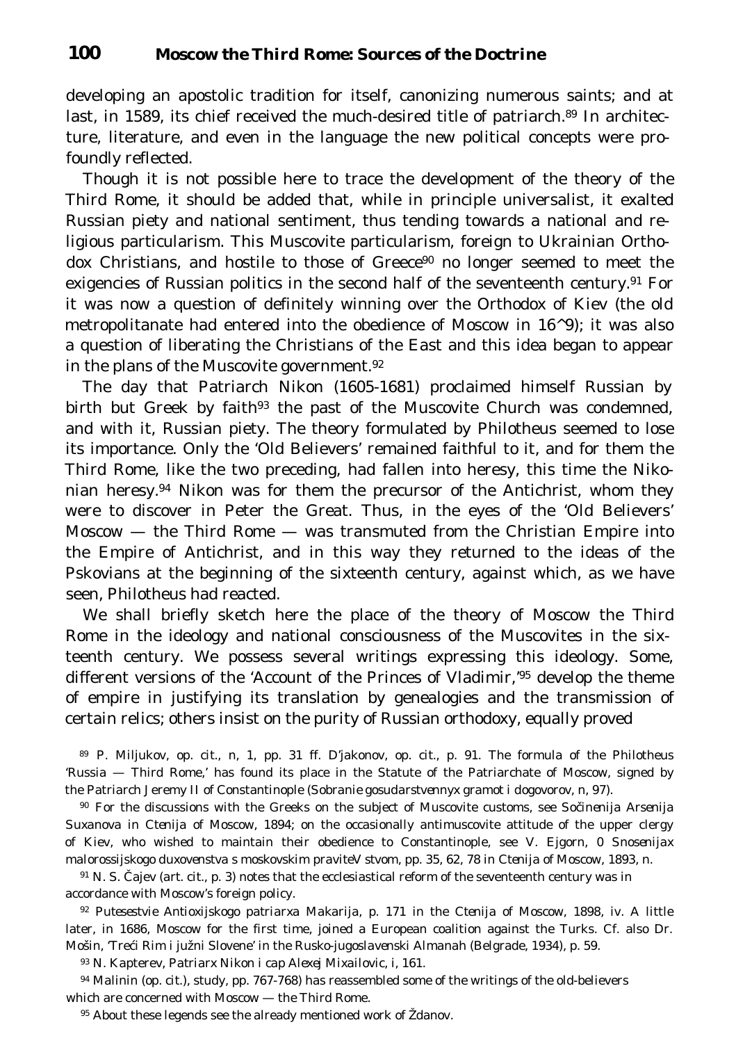developing an apostolic tradition for itself, canonizing numerous saints; and at last, in 1589, its chief received the much-desired title of patriarch.[89] In architecture, literature, and even in the language the new political concepts were profoundly reflected.

Though it is not possible here to trace the development of the theory of the Third Rome, it should be added that, while in principle universalist, it exalted Russian piety and national sentiment, thus tending towards a national and religious particularism. This Muscovite particularism, foreign to Ukrainian Orthodox Christians, and hostile to those of Greece[90] no longer seemed to meet the exigencies of Russian politics in the second half of the seventeenth century.[91] For it was now a question of definitely winning over the Orthodox of Kiev (the old metropolitanate had entered into the obedience of Moscow in 16^9); it was also a question of liberating the Christians of the East and this idea began to appear in the plans of the Muscovite government.[92]

The day that Patriarch Nikon (1605-1681) proclaimed himself Russian by birth but Greek by faith[93] the past of the Muscovite Church was condemned, and with it, Russian piety. The theory formulated by Philotheus seemed to lose its importance. Only the 'Old Believers' remained faithful to it, and for them the Third Rome, like the two preceding, had fallen into heresy, this time the Nikonian heresy.[94] Nikon was for them the precursor of the Antichrist, whom they were to discover in Peter the Great. Thus, in the eyes of the 'Old Believers' Moscow — the Third Rome — was transmuted from the Christian Empire into the Empire of Antichrist, and in this way they returned to the ideas of the Pskovians at the beginning of the sixteenth century, against which, as we have seen, Philotheus had reacted.

We shall briefly sketch here the place of the theory of Moscow the Third Rome in the ideology and national consciousness of the Muscovites in the sixteenth century. We possess several writings expressing this ideology. Some, different versions of the 'Account of the Princes of Vladimir,'[95] develop the theme of empire in justifying its translation by genealogies and the transmission of certain relics; others insist on the purity of Russian orthodoxy, equally proved

[89] P. Miljukov, *op. cit.*, n, 1, pp. 31 ff. D'jakonov, *op. cit.*, p. 91. The formula of the Philotheus 'Russia — Third Rome,' has found its place in the Statute of the Patriarchate of Moscow, signed by the Patriarch Jeremy II of Constantinople (*Sobranie gosudarstvennyx gramot i dogovorov*, n, 97).

[90] For the discussions with the Greeks on the subject of Muscovite customs, see *Sočinenija Arsenija Suxanova* in *Ctenija* of Moscow, 1894; on the occasionally antimuscovite attitude of the upper clergy of Kiev, who wished to maintain their obedience to Constantinople, see V. Ejgorn, *0 Snosenijax malorossijskogo duxovenstva s moskovskim praviteV stvom*, pp. 35, 62, 78 in *Ctenija* of Moscow, 1893, n.

[91] N. S. Čajev (*art. cit.*, p. 3) notes that the ecclesiastical reform of the seventeenth century was in accordance with Moscow's foreign policy.

[92] *Putesestvie Antioxijskogo patriarxa Makarija*, p. 171 in the *Ctenija* of Moscow, 1898, iv. A little later, in 1686, Moscow for the first time, joined a European coalition against the Turks. Cf. also Dr. Mošin, 'Treći Rim i južni Slovene' in the *Rusko-jugoslavenski Almanah* (Belgrade, 1934), p. 59.

[93] N. Kapterev, *Patriarx Nikon i cap Alexej Mixailovic*, i, 161.

[94] Malinin (*op. cit.*), study, pp. 767-768) has reassembled some of the writings of the old-believers which are concerned with Moscow — the Third Rome.

[95] About these legends see the already mentioned work of Ždanov.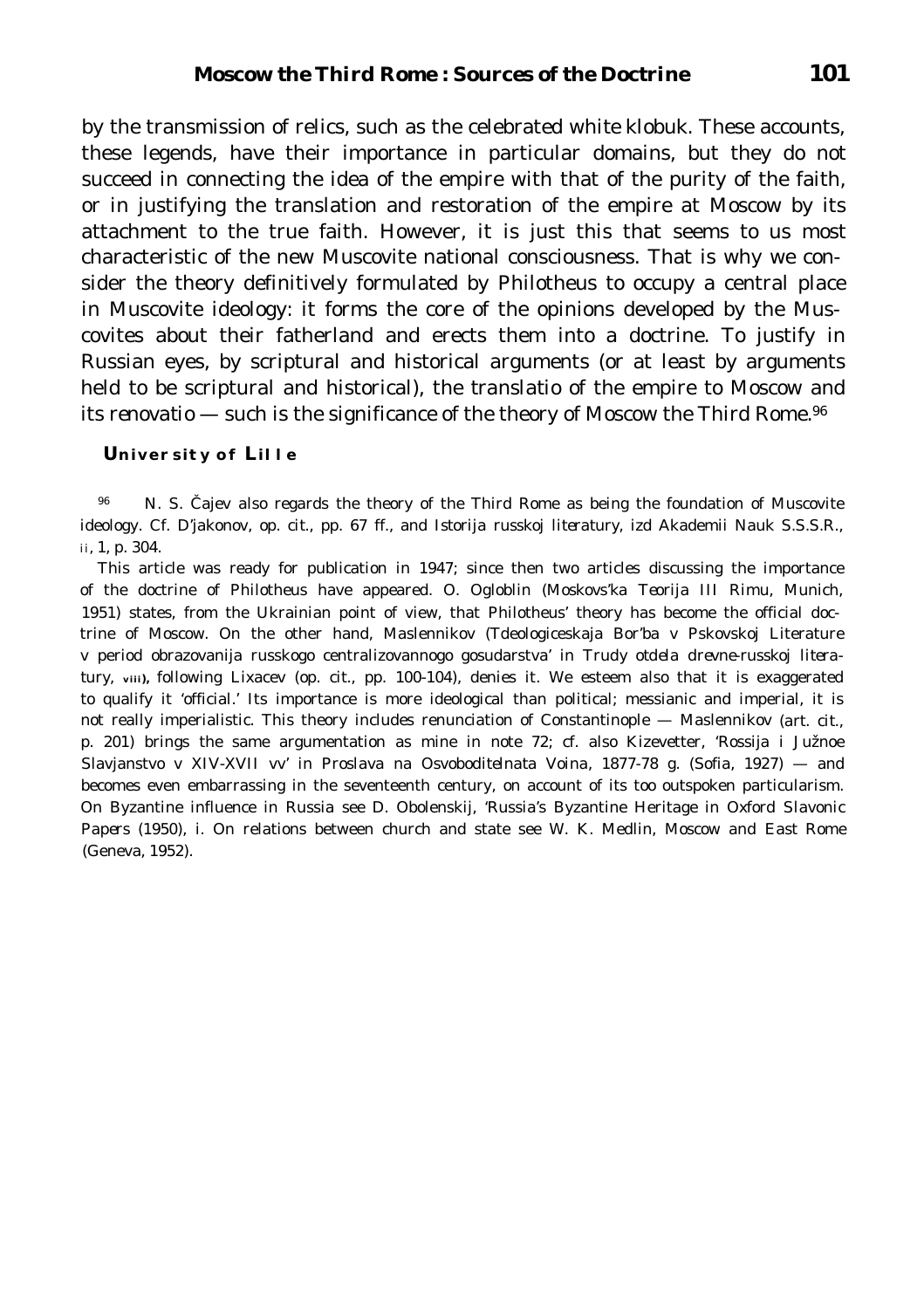by the transmission of relics, such as the celebrated white klobuk. These accounts, these legends, have their importance in particular domains, but they do not succeed in connecting the idea of the empire with that of the purity of the faith, or in justifying the translation and restoration of the empire at Moscow by its attachment to the true faith. However, it is just this that seems to us most characteristic of the new Muscovite national consciousness. That is why we consider the theory definitively formulated by Philotheus to occupy a central place in Muscovite ideology: it forms the core of the opinions developed by the Muscovites about their fatherland and erects them into a doctrine. To justify in Russian eyes, by scriptural and historical arguments (or at least by arguments held to be scriptural and historical), the *translatio* of the empire to Moscow and its *renovatio* — such is the significance of the theory of Moscow the Third Rome.[96]

**University of Lille**

[96] N. S. Čajev also regards the theory of the Third Rome as being the foundation of Muscovite ideology. Cf. D'jakonov, *op. cit.*, pp. 67 ff., and *Istorija russkoj literatury*, izd Akademii Nauk S.S.S.R., ii, 1, p. 304.

This article was ready for publication in 1947; since then two articles discussing the importance of the doctrine of Philotheus have appeared. O. Ogloblin (*Moskovs'ka Teorija III Rimu*, Munich, 1951) states, from the Ukrainian point of view, that Philotheus' theory has become the official doctrine of Moscow. On the other hand, Maslennikov ('Ideologiceskaja Bor'ba v Pskovskoj Literature v period obrazovanija russkogo centralizovannogo gosudarstva' in *Trudy otdela drevne-russkoj literatury*, viii), following Lixacev (*op. cit.*, pp. 100-104), denies it. We esteem also that it is exaggerated to qualify it 'official.' Its importance is more ideological than political; messianic and imperial, it is not really imperialistic. This theory includes renunciation of Constantinople — Maslennikov (*art. cit.*, p. 201) brings the same argumentation as mine in note 72; cf. also Kizevetter, 'Rossija i Južnoe Slavjanstvo v XIV-XVII vv' in *Proslava na Osvoboditelnata Voina, 1877-78 g.* (Sofia, 1927) — and becomes even embarrassing in the seventeenth century, on account of its too outspoken particularism. On Byzantine influence in Russia see D. Obolenskij, 'Russia's Byzantine Heritage in *Oxford Slavonic Papers* (1950), i. On relations between church and state see W. K. Medlin, *Moscow and East Rome* (Geneva, 1952).